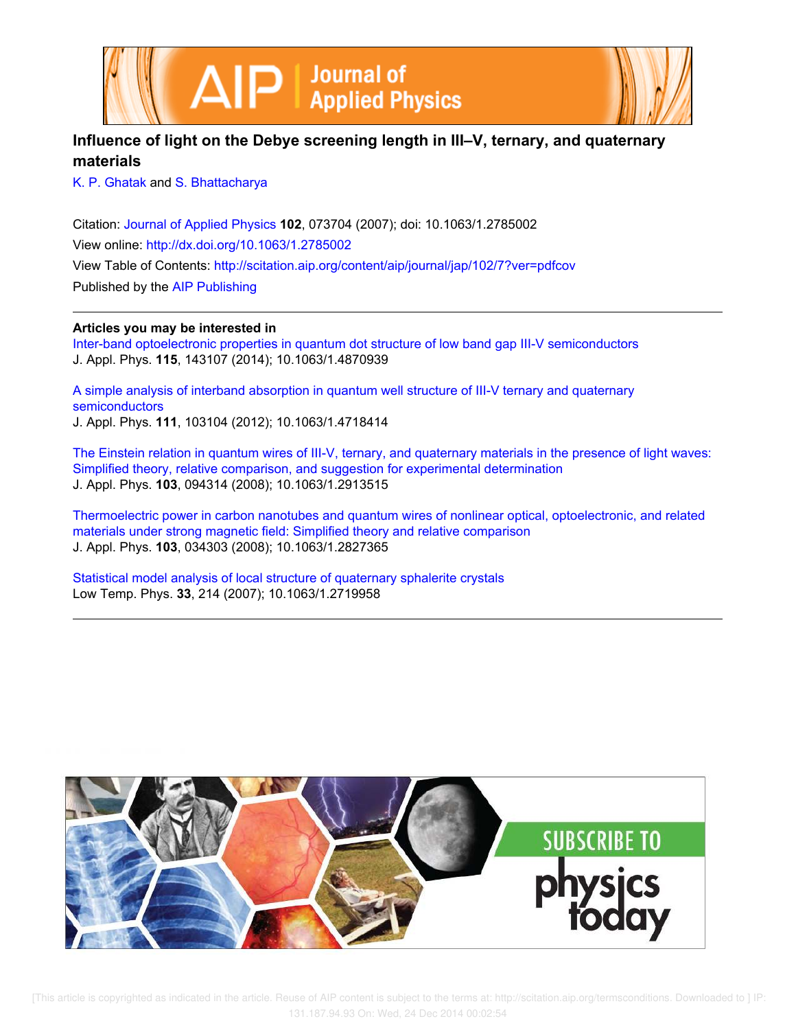# Influence of light on the Debye screening length in III–V, ternary, and quaternary materials

K. P. Ghatak and S. Bhattacharya

Citation: Journal of Applied Physics **102**, 073704 (2007); doi: 10.1063/1.2785002

View online: http://dx.doi.org/10.1063/1.2785002

View Table of Contents: http://scitation.aip.org/content/aip/journal/jap/102/7?ver=pdfcov

Published by the AIP Publishing

---

**Articles you may be interested in**

Inter-band optoelectronic properties in quantum dot structure of low band gap III-V semiconductors
J. Appl. Phys. **115**, 143107 (2014); 10.1063/1.4870939

A simple analysis of interband absorption in quantum well structure of III-V ternary and quaternary semiconductors
J. Appl. Phys. **111**, 103104 (2012); 10.1063/1.4718414

The Einstein relation in quantum wires of III-V, ternary, and quaternary materials in the presence of light waves: Simplified theory, relative comparison, and suggestion for experimental determination
J. Appl. Phys. **103**, 094314 (2008); 10.1063/1.2913515

Thermoelectric power in carbon nanotubes and quantum wires of nonlinear optical, optoelectronic, and related materials under strong magnetic field: Simplified theory and relative comparison
J. Appl. Phys. **103**, 034303 (2008); 10.1063/1.2827365

Statistical model analysis of local structure of quaternary sphalerite crystals
Low Temp. Phys. **33**, 214 (2007); 10.1063/1.2719958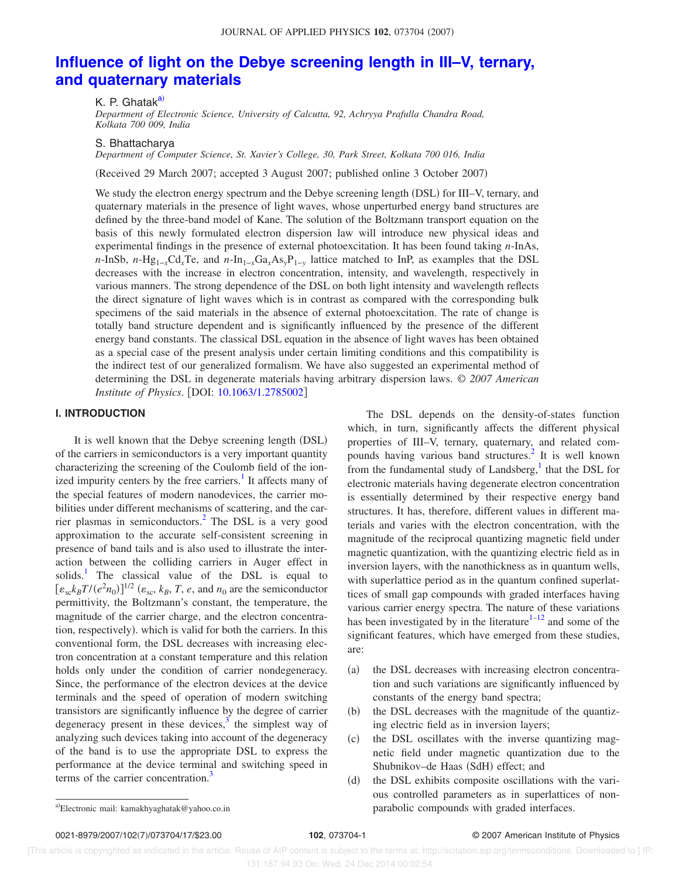# Influence of light on the Debye screening length in III–V, ternary, and quaternary materials

K. P. Ghatak[a)]

*Department of Electronic Science, University of Calcutta, 92, Achryya Prafulla Chandra Road, Kolkata 700 009, India*

S. Bhattacharya

*Department of Computer Science, St. Xavier's College, 30, Park Street, Kolkata 700 016, India*

(Received 29 March 2007; accepted 3 August 2007; published online 3 October 2007)

We study the electron energy spectrum and the Debye screening length (DSL) for III–V, ternary, and quaternary materials in the presence of light waves, whose unperturbed energy band structures are defined by the three-band model of Kane. The solution of the Boltzmann transport equation on the basis of this newly formulated electron dispersion law will introduce new physical ideas and experimental findings in the presence of external photoexcitation. It has been found taking *n*-InAs, *n*-InSb, *n*-$Hg_{1-x}Cd_xTe$, and *n*-$In_{1-x}Ga_xAs_yP_{1-y}$ lattice matched to InP, as examples that the DSL decreases with the increase in electron concentration, intensity, and wavelength, respectively in various manners. The strong dependence of the DSL on both light intensity and wavelength reflects the direct signature of light waves which is in contrast as compared with the corresponding bulk specimens of the said materials in the absence of external photoexcitation. The rate of change is totally band structure dependent and is significantly influenced by the presence of the different energy band constants. The classical DSL equation in the absence of light waves has been obtained as a special case of the present analysis under certain limiting conditions and this compatibility is the indirect test of our generalized formalism. We have also suggested an experimental method of determining the DSL in degenerate materials having arbitrary dispersion laws. © *2007 American Institute of Physics*. [DOI: 10.1063/1.2785002]

## I. INTRODUCTION

It is well known that the Debye screening length (DSL) of the carriers in semiconductors is a very important quantity characterizing the screening of the Coulomb field of the ionized impurity centers by the free carriers.[1] It affects many of the special features of modern nanodevices, the carrier mobilities under different mechanisms of scattering, and the carrier plasmas in semiconductors.[2] The DSL is a very good approximation to the accurate self-consistent screening in presence of band tails and is also used to illustrate the interaction between the colliding carriers in Auger effect in solids.[1] The classical value of the DSL is equal to $[\varepsilon_{sc}k_BT/(e^2n_0)]^{1/2}$ ($\varepsilon_{sc}$, $k_B$, $T$, $e$, and $n_0$ are the semiconductor permittivity, the Boltzmann's constant, the temperature, the magnitude of the carrier charge, and the electron concentration, respectively). which is valid for both the carriers. In this conventional form, the DSL decreases with increasing electron concentration at a constant temperature and this relation holds only under the condition of carrier nondegeneracy. Since, the performance of the electron devices at the device terminals and the speed of operation of modern switching transistors are significantly influence by the degree of carrier degeneracy present in these devices,[3] the simplest way of analyzing such devices taking into account of the degeneracy of the band is to use the appropriate DSL to express the performance at the device terminal and switching speed in terms of the carrier concentration.[3]

The DSL depends on the density-of-states function which, in turn, significantly affects the different physical properties of III–V, ternary, quaternary, and related compounds having various band structures.[2] It is well known from the fundamental study of Landsberg,[1] that the DSL for electronic materials having degenerate electron concentration is essentially determined by their respective energy band structures. It has, therefore, different values in different materials and varies with the electron concentration, with the magnitude of the reciprocal quantizing magnetic field under magnetic quantization, with the quantizing electric field as in inversion layers, with the nanothickness as in quantum wells, with superlattice period as in the quantum confined superlattices of small gap compounds with graded interfaces having various carrier energy spectra. The nature of these variations has been investigated by in the literature[1–12] and some of the significant features, which have emerged from these studies, are:

(a) the DSL decreases with increasing electron concentration and such variations are significantly influenced by constants of the energy band spectra;

(b) the DSL decreases with the magnitude of the quantizing electric field as in inversion layers;

(c) the DSL oscillates with the inverse quantizing magnetic field under magnetic quantization due to the Shubnikov–de Haas (SdH) effect; and

(d) the DSL exhibits composite oscillations with the various controlled parameters as in superlattices of nonparabolic compounds with graded interfaces.

[a)]Electronic mail: kamakhyaghatak@yahoo.co.in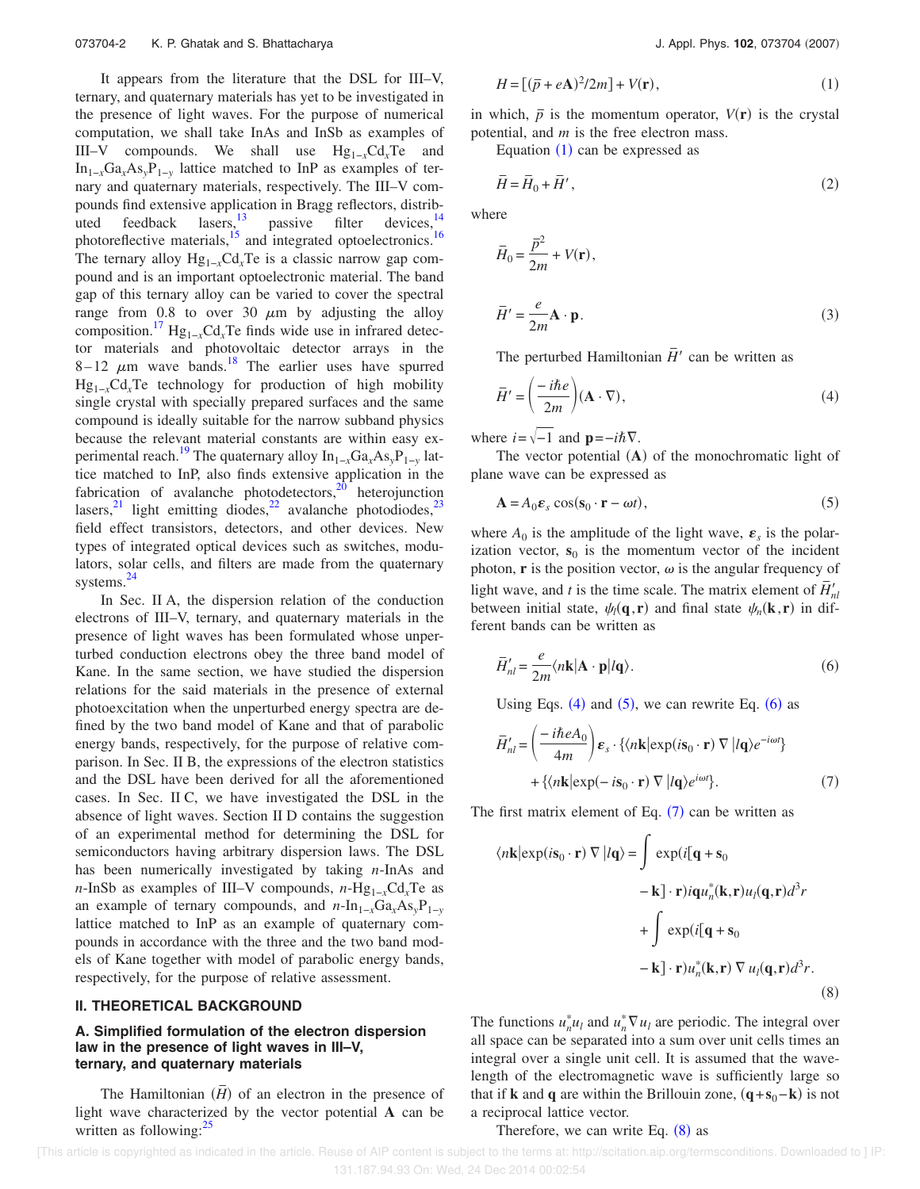It appears from the literature that the DSL for III–V, ternary, and quaternary materials has yet to be investigated in the presence of light waves. For the purpose of numerical computation, we shall take InAs and InSb as examples of III–V compounds. We shall use $Hg_{1-x}Cd_xTe$ and $In_{1-x}Ga_xAs_yP_{1-y}$ lattice matched to InP as examples of ternary and quaternary materials, respectively. The III–V compounds find extensive application in Bragg reflectors, distributed feedback lasers,[13] passive filter devices,[14] photoreflective materials,[15] and integrated optoelectronics.[16] The ternary alloy $Hg_{1-x}Cd_xTe$ is a classic narrow gap compound and is an important optoelectronic material. The band gap of this ternary alloy can be varied to cover the spectral range from 0.8 to over 30 $\mu$m by adjusting the alloy composition.[17] $Hg_{1-x}Cd_xTe$ finds wide use in infrared detector materials and photovoltaic detector arrays in the 8–12 $\mu$m wave bands.[18] The earlier uses have spurred $Hg_{1-x}Cd_xTe$ technology for production of high mobility single crystal with specially prepared surfaces and the same compound is ideally suitable for the narrow subband physics because the relevant material constants are within easy experimental reach.[19] The quaternary alloy $In_{1-x}Ga_xAs_yP_{1-y}$ lattice matched to InP, also finds extensive application in the fabrication of avalanche photodetectors,[20] heterojunction lasers,[21] light emitting diodes,[22] avalanche photodiodes,[23] field effect transistors, detectors, and other devices. New types of integrated optical devices such as switches, modulators, solar cells, and filters are made from the quaternary systems.[24]

In Sec. II A, the dispersion relation of the conduction electrons of III–V, ternary, and quaternary materials in the presence of light waves has been formulated whose unperturbed conduction electrons obey the three band model of Kane. In the same section, we have studied the dispersion relations for the said materials in the presence of external photoexcitation when the unperturbed energy spectra are defined by the two band model of Kane and that of parabolic energy bands, respectively, for the purpose of relative comparison. In Sec. II B, the expressions of the electron statistics and the DSL have been derived for all the aforementioned cases. In Sec. II C, we have investigated the DSL in the absence of light waves. Section II D contains the suggestion of an experimental method for determining the DSL for semiconductors having arbitrary dispersion laws. The DSL has been numerically investigated by taking $n$-InAs and $n$-InSb as examples of III–V compounds, $n$-$Hg_{1-x}Cd_xTe$ as an example of ternary compounds, and $n$-$In_{1-x}Ga_xAs_yP_{1-y}$ lattice matched to InP as an example of quaternary compounds in accordance with the three and the two band models of Kane together with model of parabolic energy bands, respectively, for the purpose of relative assessment.

## II. THEORETICAL BACKGROUND

### A. Simplified formulation of the electron dispersion law in the presence of light waves in III–V, ternary, and quaternary materials

The Hamiltonian ($\bar{H}$) of an electron in the presence of light wave characterized by the vector potential $\mathbf{A}$ can be written as following:[25]

$$H = [(\bar{p} + e\mathbf{A})^2/2m] + V(\mathbf{r}), \tag{1}$$

in which, $\bar{p}$ is the momentum operator, $V(\mathbf{r})$ is the crystal potential, and $m$ is the free electron mass.

Equation (1) can be expressed as

$$\bar{H} = \bar{H}_0 + \bar{H}', \tag{2}$$

where

$$\bar{H}_0 = \frac{\bar{p}^2}{2m} + V(\mathbf{r}),$$

$$\bar{H}' = \frac{e}{2m}\mathbf{A}\cdot\mathbf{p}. \tag{3}$$

The perturbed Hamiltonian $\bar{H}'$ can be written as

$$\bar{H}' = \left(\frac{-i\hbar e}{2m}\right)(\mathbf{A}\cdot\nabla), \tag{4}$$

where $i=\sqrt{-1}$ and $\mathbf{p}=-i\hbar\nabla$.

The vector potential ($\mathbf{A}$) of the monochromatic light of plane wave can be expressed as

$$\mathbf{A} = A_0\boldsymbol{\varepsilon}_s\cos(\mathbf{s}_0\cdot\mathbf{r} - \omega t), \tag{5}$$

where $A_0$ is the amplitude of the light wave, $\boldsymbol{\varepsilon}_s$ is the polarization vector, $\mathbf{s}_0$ is the momentum vector of the incident photon, $\mathbf{r}$ is the position vector, $\omega$ is the angular frequency of light wave, and $t$ is the time scale. The matrix element of $\bar{H}'_{nl}$ between initial state, $\psi_l(\mathbf{q},\mathbf{r})$ and final state $\psi_n(\mathbf{k},\mathbf{r})$ in different bands can be written as

$$\bar{H}'_{nl} = \frac{e}{2m}\langle n\mathbf{k}|\mathbf{A}\cdot\mathbf{p}|l\mathbf{q}\rangle. \tag{6}$$

Using Eqs. (4) and (5), we can rewrite Eq. (6) as

$$\bar{H}'_{nl} = \left(\frac{-i\hbar eA_0}{4m}\right)\boldsymbol{\varepsilon}_s\cdot\{\langle n\mathbf{k}|\exp(i\mathbf{s}_0\cdot\mathbf{r})\,\nabla\,|l\mathbf{q}\rangle e^{-i\omega t}\} + \{\langle n\mathbf{k}|\exp(-i\mathbf{s}_0\cdot\mathbf{r})\,\nabla\,|l\mathbf{q}\rangle e^{i\omega t}\}. \tag{7}$$

The first matrix element of Eq. (7) can be written as

$$\langle n\mathbf{k}|\exp(i\mathbf{s}_0\cdot\mathbf{r})\,\nabla\,|l\mathbf{q}\rangle = \int \exp(i[\mathbf{q}+\mathbf{s}_0-\mathbf{k}]\cdot\mathbf{r})i\mathbf{q}u_n^*(\mathbf{k},\mathbf{r})u_l(\mathbf{q},\mathbf{r})d^3r + \int \exp(i[\mathbf{q}+\mathbf{s}_0-\mathbf{k}]\cdot\mathbf{r})u_n^*(\mathbf{k},\mathbf{r})\,\nabla\,u_l(\mathbf{q},\mathbf{r})d^3r. \tag{8}$$

The functions $u_n^*u_l$ and $u_n^*\nabla u_l$ are periodic. The integral over all space can be separated into a sum over unit cells times an integral over a single unit cell. It is assumed that the wavelength of the electromagnetic wave is sufficiently large so that if $\mathbf{k}$ and $\mathbf{q}$ are within the Brillouin zone, $(\mathbf{q}+\mathbf{s}_0-\mathbf{k})$ is not a reciprocal lattice vector.

Therefore, we can write Eq. (8) as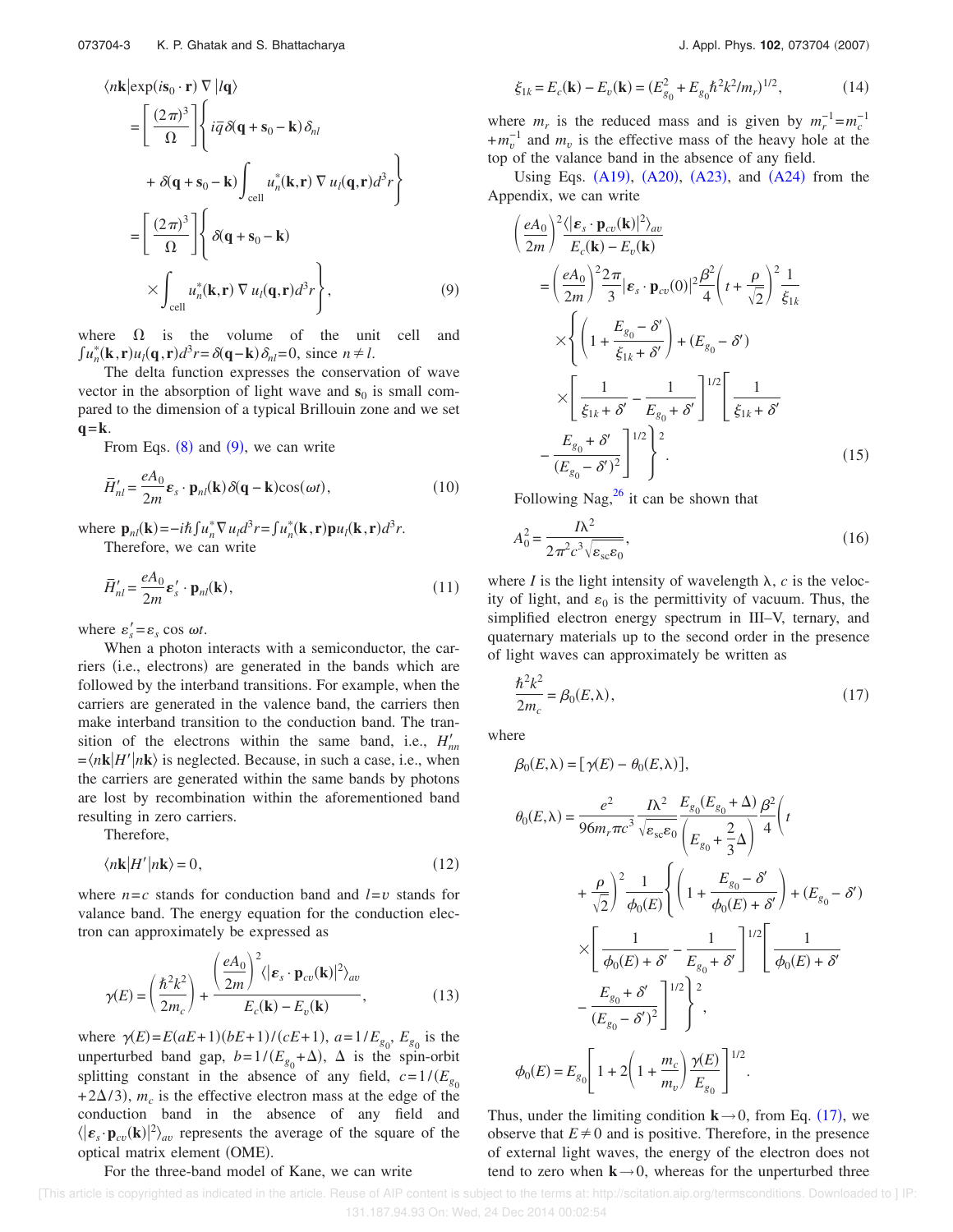$$\langle n\mathbf{k}|\exp(i\mathbf{s}_0\cdot\mathbf{r})\nabla|l\mathbf{q}\rangle$$

$$= \left[\frac{(2\pi)^3}{\Omega}\right]\left\{i\bar{q}\,\delta(\mathbf{q}+\mathbf{s}_0-\mathbf{k})\delta_{nl} + \delta(\mathbf{q}+\mathbf{s}_0-\mathbf{k})\int_{\text{cell}} u_n^*(\mathbf{k},\mathbf{r})\nabla u_l(\mathbf{q},\mathbf{r})d^3r\right\}$$

$$= \left[\frac{(2\pi)^3}{\Omega}\right]\left\{\delta(\mathbf{q}+\mathbf{s}_0-\mathbf{k}) \times \int_{\text{cell}} u_n^*(\mathbf{k},\mathbf{r})\nabla u_l(\mathbf{q},\mathbf{r})d^3r\right\}, \quad (9)$$

where $\Omega$ is the volume of the unit cell and $\int u_n^*(\mathbf{k},\mathbf{r})u_l(\mathbf{q},\mathbf{r})d^3r=\delta(\mathbf{q}-\mathbf{k})\delta_{nl}=0$, since $n\neq l$.

The delta function expresses the conservation of wave vector in the absorption of light wave and $\mathbf{s}_0$ is small compared to the dimension of a typical Brillouin zone and we set $\mathbf{q}=\mathbf{k}$.

From Eqs. (8) and (9), we can write

$$\bar{H}'_{nl} = \frac{eA_0}{2m}\boldsymbol{\varepsilon}_s\cdot\mathbf{p}_{nl}(\mathbf{k})\delta(\mathbf{q}-\mathbf{k})\cos(\omega t), \quad (10)$$

where $\mathbf{p}_{nl}(\mathbf{k})=-i\hbar\int u_n^*\nabla u_l d^3r=\int u_n^*(\mathbf{k},\mathbf{r})\mathbf{p}u_l(\mathbf{k},\mathbf{r})d^3r$.

Therefore, we can write

$$\bar{H}'_{nl} = \frac{eA_0}{2m}\boldsymbol{\varepsilon}'_s\cdot\mathbf{p}_{nl}(\mathbf{k}), \quad (11)$$

where $\boldsymbol{\varepsilon}'_s=\boldsymbol{\varepsilon}_s\cos\omega t$.

When a photon interacts with a semiconductor, the carriers (i.e., electrons) are generated in the bands which are followed by the interband transitions. For example, when the carriers are generated in the valence band, the carriers then make interband transition to the conduction band. The transition of the electrons within the same band, i.e., $H'_{nn}=\langle n\mathbf{k}|H'|n\mathbf{k}\rangle$ is neglected. Because, in such a case, i.e., when the carriers are generated within the same bands by photons are lost by recombination within the aforementioned band resulting in zero carriers.

Therefore,

$$\langle n\mathbf{k}|H'|n\mathbf{k}\rangle = 0, \quad (12)$$

where $n=c$ stands for conduction band and $l=v$ stands for valance band. The energy equation for the conduction electron can approximately be expressed as

$$\gamma(E) = \left(\frac{\hbar^2k^2}{2m_c}\right) + \frac{\left(\dfrac{eA_0}{2m}\right)^2\langle|\boldsymbol{\varepsilon}_s\cdot\mathbf{p}_{cv}(\mathbf{k})|^2\rangle_{av}}{E_c(\mathbf{k})-E_v(\mathbf{k})}, \quad (13)$$

where $\gamma(E)=E(aE+1)(bE+1)/(cE+1)$, $a=1/E_{g_0}$, $E_{g_0}$ is the unperturbed band gap, $b=1/(E_{g_0}+\Delta)$, $\Delta$ is the spin-orbit splitting constant in the absence of any field, $c=1/(E_{g_0}+2\Delta/3)$, $m_c$ is the effective electron mass at the edge of the conduction band in the absence of any field and $\langle|\boldsymbol{\varepsilon}_s\cdot\mathbf{p}_{cv}(\mathbf{k})|^2\rangle_{av}$ represents the average of the square of the optical matrix element (OME).

For the three-band model of Kane, we can write

$$\xi_{1k} = E_c(\mathbf{k}) - E_v(\mathbf{k}) = (E_{g_0}^2 + E_{g_0}\hbar^2k^2/m_r)^{1/2}, \quad (14)$$

where $m_r$ is the reduced mass and is given by $m_r^{-1}=m_c^{-1}+m_v^{-1}$ and $m_v$ is the effective mass of the heavy hole at the top of the valance band in the absence of any field.

Using Eqs. (A19), (A20), (A23), and (A24) from the Appendix, we can write

$$\left(\frac{eA_0}{2m}\right)^2\frac{\langle|\boldsymbol{\varepsilon}_s\cdot\mathbf{p}_{cv}(\mathbf{k})|^2\rangle_{av}}{E_c(\mathbf{k})-E_v(\mathbf{k})} = \left(\frac{eA_0}{2m}\right)^2\frac{2\pi}{3}|\boldsymbol{\varepsilon}_s\cdot\mathbf{p}_{cv}(0)|^2\frac{\beta^2}{4}\left(t+\frac{\rho}{\sqrt{2}}\right)^2\frac{1}{\xi_{1k}} \times\left\{\left(1+\frac{E_{g_0}-\delta'}{\xi_{1k}+\delta'}\right)+(E_{g_0}-\delta') \times\left[\frac{1}{\xi_{1k}+\delta'}-\frac{1}{E_{g_0}+\delta'}\right]^{1/2}\left[\frac{1}{\xi_{1k}+\delta'}-\frac{E_{g_0}+\delta'}{(E_{g_0}-\delta')^2}\right]^{1/2}\right\}^2. \quad (15)$$

Following Nag,[26] it can be shown that

$$A_0^2 = \frac{I\lambda^2}{2\pi^2c^3\sqrt{\varepsilon_{sc}\varepsilon_0}}, \quad (16)$$

where $I$ is the light intensity of wavelength $\lambda$, $c$ is the velocity of light, and $\varepsilon_0$ is the permittivity of vacuum. Thus, the simplified electron energy spectrum in III–V, ternary, and quaternary materials up to the second order in the presence of light waves can approximately be written as

$$\frac{\hbar^2k^2}{2m_c} = \beta_0(E,\lambda), \quad (17)$$

where

$$\beta_0(E,\lambda) = [\gamma(E) - \theta_0(E,\lambda)],$$

$$\theta_0(E,\lambda) = \frac{e^2}{96m_r\pi c^3}\frac{I\lambda^2}{\sqrt{\varepsilon_{sc}\varepsilon_0}}\frac{E_{g_0}(E_{g_0}+\Delta)}{\left(E_{g_0}+\dfrac{2}{3}\Delta\right)}\frac{\beta^2}{4}\left(t+\frac{\rho}{\sqrt{2}}\right)^2\frac{1}{\phi_0(E)}\left\{\left(1+\frac{E_{g_0}-\delta'}{\phi_0(E)+\delta'}\right)+(E_{g_0}-\delta') \times\left[\frac{1}{\phi_0(E)+\delta'}-\frac{1}{E_{g_0}+\delta'}\right]^{1/2}\left[\frac{1}{\phi_0(E)+\delta'}-\frac{E_{g_0}+\delta'}{(E_{g_0}-\delta')^2}\right]^{1/2}\right\}^2,$$

$$\phi_0(E) = E_{g_0}\left[1+2\left(1+\frac{m_c}{m_v}\right)\frac{\gamma(E)}{E_{g_0}}\right]^{1/2}.$$

Thus, under the limiting condition $\mathbf{k}\to 0$, from Eq. (17), we observe that $E\neq 0$ and is positive. Therefore, in the presence of external light waves, the energy of the electron does not tend to zero when $\mathbf{k}\to 0$, whereas for the unperturbed three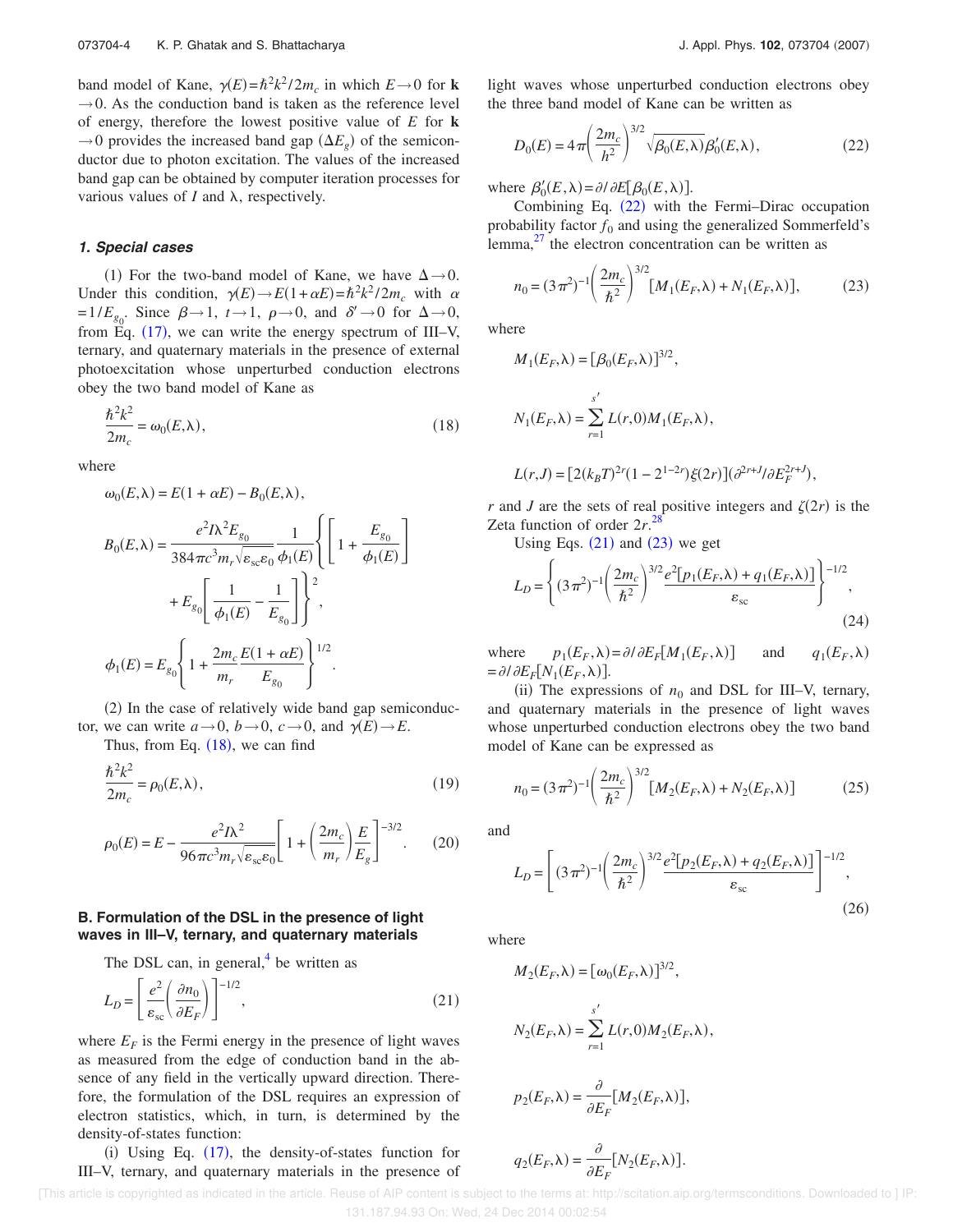band model of Kane, $\gamma(E)=\hbar^2k^2/2m_c$ in which $E\to 0$ for $\mathbf{k}\to 0$. As the conduction band is taken as the reference level of energy, therefore the lowest positive value of $E$ for $\mathbf{k}\to 0$ provides the increased band gap $(\Delta E_g)$ of the semiconductor due to photon excitation. The values of the increased band gap can be obtained by computer iteration processes for various values of $I$ and $\lambda$, respectively.

#### 1. Special cases

(1) For the two-band model of Kane, we have $\Delta\to 0$. Under this condition, $\gamma(E)\to E(1+\alpha E)=\hbar^2k^2/2m_c$ with $\alpha=1/E_{g_0}$. Since $\beta\to 1$, $t\to 1$, $\rho\to 0$, and $\delta'\to 0$ for $\Delta\to 0$, from Eq. (17), we can write the energy spectrum of III–V, ternary, and quaternary materials in the presence of external photoexcitation whose unperturbed conduction electrons obey the two band model of Kane as

$$\frac{\hbar^2k^2}{2m_c}=\omega_0(E,\lambda), \tag{18}$$

where

$$\omega_0(E,\lambda)=E(1+\alpha E)-B_0(E,\lambda),$$

$$B_0(E,\lambda)=\frac{e^2I\lambda^2E_{g_0}}{384\pi c^3 m_r\sqrt{\varepsilon_{sc}\varepsilon_0}}\frac{1}{\phi_1(E)}\left\{\left[1+\frac{E_{g_0}}{\phi_1(E)}\right]+E_{g_0}\left[\frac{1}{\phi_1(E)}-\frac{1}{E_{g_0}}\right]\right\}^2,$$

$$\phi_1(E)=E_{g_0}\left\{1+\frac{2m_c}{m_r}\frac{E(1+\alpha E)}{E_{g_0}}\right\}^{1/2}.$$

(2) In the case of relatively wide band gap semiconductor, we can write $a\to 0$, $b\to 0$, $c\to 0$, and $\gamma(E)\to E$.

Thus, from Eq. (18), we can find

$$\frac{\hbar^2k^2}{2m_c}=\rho_0(E,\lambda), \tag{19}$$

$$\rho_0(E)=E-\frac{e^2I\lambda^2}{96\pi c^3 m_r\sqrt{\varepsilon_{sc}\varepsilon_0}}\left[1+\left(\frac{2m_c}{m_r}\right)\frac{E}{E_g}\right]^{-3/2}. \tag{20}$$

### B. Formulation of the DSL in the presence of light waves in III–V, ternary, and quaternary materials

The DSL can, in general,[4] be written as

$$L_D=\left[\frac{e^2}{\varepsilon_{sc}}\left(\frac{\partial n_0}{\partial E_F}\right)\right]^{-1/2}, \tag{21}$$

where $E_F$ is the Fermi energy in the presence of light waves as measured from the edge of conduction band in the absence of any field in the vertically upward direction. Therefore, the formulation of the DSL requires an expression of electron statistics, which, in turn, is determined by the density-of-states function:

(i) Using Eq. (17), the density-of-states function for III–V, ternary, and quaternary materials in the presence of light waves whose unperturbed conduction electrons obey the three band model of Kane can be written as

$$D_0(E)=4\pi\left(\frac{2m_c}{h^2}\right)^{3/2}\sqrt{\beta_0(E,\lambda)}\beta_0'(E,\lambda), \tag{22}$$

where $\beta_0'(E,\lambda)=\partial/\partial E[\beta_0(E,\lambda)]$.

Combining Eq. (22) with the Fermi–Dirac occupation probability factor $f_0$ and using the generalized Sommerfeld's lemma,[27] the electron concentration can be written as

$$n_0=(3\pi^2)^{-1}\left(\frac{2m_c}{\hbar^2}\right)^{3/2}[M_1(E_F,\lambda)+N_1(E_F,\lambda)], \tag{23}$$

where

$$M_1(E_F,\lambda)=[\beta_0(E_F,\lambda)]^{3/2},$$

$$N_1(E_F,\lambda)=\sum_{r=1}^{s'}L(r,0)M_1(E_F,\lambda),$$

$$L(r,J)=[2(k_BT)^{2r}(1-2^{1-2r})\xi(2r)](\partial^{2r+J}/\partial E_F^{2r+J}),$$

$r$ and $J$ are the sets of real positive integers and $\zeta(2r)$ is the Zeta function of order $2r$.[28]

Using Eqs. (21) and (23) we get

$$L_D=\left\{(3\pi^2)^{-1}\left(\frac{2m_c}{\hbar^2}\right)^{3/2}\frac{e^2[p_1(E_F,\lambda)+q_1(E_F,\lambda)]}{\varepsilon_{sc}}\right\}^{-1/2}, \tag{24}$$

where $p_1(E_F,\lambda)=\partial/\partial E_F[M_1(E_F,\lambda)]$ and $q_1(E_F,\lambda)=\partial/\partial E_F[N_1(E_F,\lambda)]$.

(ii) The expressions of $n_0$ and DSL for III–V, ternary, and quaternary materials in the presence of light waves whose unperturbed conduction electrons obey the two band model of Kane can be expressed as

$$n_0=(3\pi^2)^{-1}\left(\frac{2m_c}{\hbar^2}\right)^{3/2}[M_2(E_F,\lambda)+N_2(E_F,\lambda)] \tag{25}$$

and

$$L_D=\left[(3\pi^2)^{-1}\left(\frac{2m_c}{\hbar^2}\right)^{3/2}\frac{e^2[p_2(E_F,\lambda)+q_2(E_F,\lambda)]}{\varepsilon_{sc}}\right]^{-1/2}, \tag{26}$$

where

$$M_2(E_F,\lambda)=[\omega_0(E_F,\lambda)]^{3/2},$$

$$N_2(E_F,\lambda)=\sum_{r=1}^{s'}L(r,0)M_2(E_F,\lambda),$$

$$p_2(E_F,\lambda)=\frac{\partial}{\partial E_F}[M_2(E_F,\lambda)],$$

$$q_2(E_F,\lambda)=\frac{\partial}{\partial E_F}[N_2(E_F,\lambda)].$$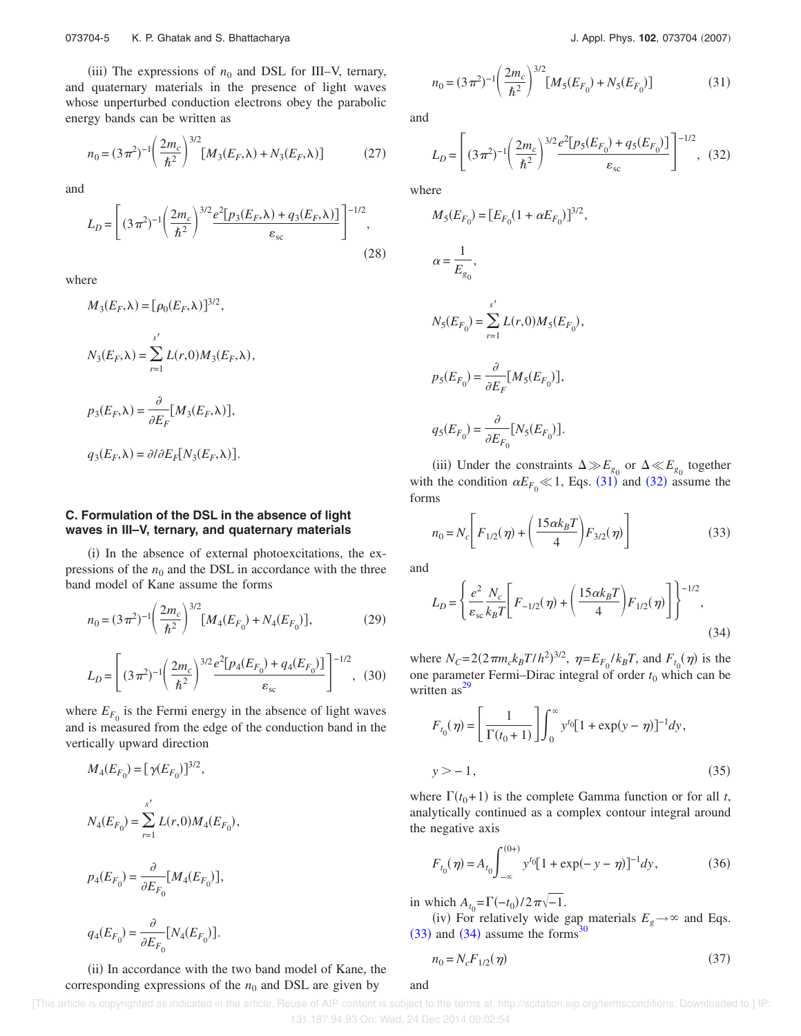(iii) The expressions of $n_0$ and DSL for III–V, ternary, and quaternary materials in the presence of light waves whose unperturbed conduction electrons obey the parabolic energy bands can be written as

$$n_0 = (3\pi^2)^{-1}\left(\frac{2m_c}{\hbar^2}\right)^{3/2}[M_3(E_F,\lambda) + N_3(E_F,\lambda)] \tag{27}$$

and

$$L_D = \left[(3\pi^2)^{-1}\left(\frac{2m_c}{\hbar^2}\right)^{3/2}\frac{e^2[p_3(E_F,\lambda) + q_3(E_F,\lambda)]}{\varepsilon_{sc}}\right]^{-1/2}, \tag{28}$$

where

$$M_3(E_F,\lambda) = [\rho_0(E_F,\lambda)]^{3/2},$$

$$N_3(E_F,\lambda) = \sum_{r=1}^{s'} L(r,0)M_3(E_F,\lambda),$$

$$p_3(E_F,\lambda) = \frac{\partial}{\partial E_F}[M_3(E_F,\lambda)],$$

$$q_3(E_F,\lambda) = \partial/\partial E_F[N_3(E_F,\lambda)].$$

### C. Formulation of the DSL in the absence of light waves in III–V, ternary, and quaternary materials

(i) In the absence of external photoexcitations, the expressions of the $n_0$ and the DSL in accordance with the three band model of Kane assume the forms

$$n_0 = (3\pi^2)^{-1}\left(\frac{2m_c}{\hbar^2}\right)^{3/2}[M_4(E_{F_0}) + N_4(E_{F_0})], \tag{29}$$

$$L_D = \left[(3\pi^2)^{-1}\left(\frac{2m_c}{\hbar^2}\right)^{3/2}\frac{e^2[p_4(E_{F_0}) + q_4(E_{F_0})]}{\varepsilon_{sc}}\right]^{-1/2}, \tag{30}$$

where $E_{F_0}$ is the Fermi energy in the absence of light waves and is measured from the edge of the conduction band in the vertically upward direction

$$M_4(E_{F_0}) = [\gamma(E_{F_0})]^{3/2},$$

$$N_4(E_{F_0}) = \sum_{r=1}^{s'} L(r,0)M_4(E_{F_0}),$$

$$p_4(E_{F_0}) = \frac{\partial}{\partial E_{F_0}}[M_4(E_{F_0})],$$

$$q_4(E_{F_0}) = \frac{\partial}{\partial E_{F_0}}[N_4(E_{F_0})].$$

(ii) In accordance with the two band model of Kane, the corresponding expressions of the $n_0$ and DSL are given by

$$n_0 = (3\pi^2)^{-1}\left(\frac{2m_c}{\hbar^2}\right)^{3/2}[M_5(E_{F_0}) + N_5(E_{F_0})] \tag{31}$$

and

$$L_D = \left[(3\pi^2)^{-1}\left(\frac{2m_c}{\hbar^2}\right)^{3/2}\frac{e^2[p_5(E_{F_0}) + q_5(E_{F_0})]}{\varepsilon_{sc}}\right]^{-1/2}, \tag{32}$$

where

$$M_5(E_{F_0}) = [E_{F_0}(1+\alpha E_{F_0})]^{3/2},$$

$$\alpha = \frac{1}{E_{g_0}},$$

$$N_5(E_{F_0}) = \sum_{r=1}^{s'} L(r,0)M_5(E_{F_0}),$$

$$p_5(E_{F_0}) = \frac{\partial}{\partial E_F}[M_5(E_{F_0})],$$

$$q_5(E_{F_0}) = \frac{\partial}{\partial E_{F_0}}[N_5(E_{F_0})].$$

(iii) Under the constraints $\Delta \gg E_{g_0}$ or $\Delta \ll E_{g_0}$ together with the condition $\alpha E_{F_0} \ll 1$, Eqs. (31) and (32) assume the forms

$$n_0 = N_c\left[F_{1/2}(\eta) + \left(\frac{15\alpha k_B T}{4}\right)F_{3/2}(\eta)\right] \tag{33}$$

and

$$L_D = \left\{\frac{e^2}{\varepsilon_{sc}}\frac{N_c}{k_B T}\left[F_{-1/2}(\eta) + \left(\frac{15\alpha k_B T}{4}\right)F_{1/2}(\eta)\right]\right\}^{-1/2}, \tag{34}$$

where $N_C = 2(2\pi m_c k_B T/h^2)^{3/2}$, $\eta = E_{F_0}/k_B T$, and $F_{t_0}(\eta)$ is the one parameter Fermi–Dirac integral of order $t_0$ which can be written as[29]

$$F_{t_0}(\eta) = \left[\frac{1}{\Gamma(t_0+1)}\right]\int_0^\infty y^{t_0}[1+\exp(y-\eta)]^{-1}dy,$$

$$y > -1, \tag{35}$$

where $\Gamma(t_0+1)$ is the complete Gamma function or for all $t$, analytically continued as a complex contour integral around the negative axis

$$F_{t_0}(\eta) = A_{t_0}\int_{-\infty}^{(0+)} y^{t_0}[1+\exp(-y-\eta)]^{-1}dy, \tag{36}$$

in which $A_{t_0} = \Gamma(-t_0)/2\pi\sqrt{-1}$.

(iv) For relatively wide gap materials $E_g \to \infty$ and Eqs. (33) and (34) assume the forms[30]

$$n_0 = N_c F_{1/2}(\eta) \tag{37}$$

and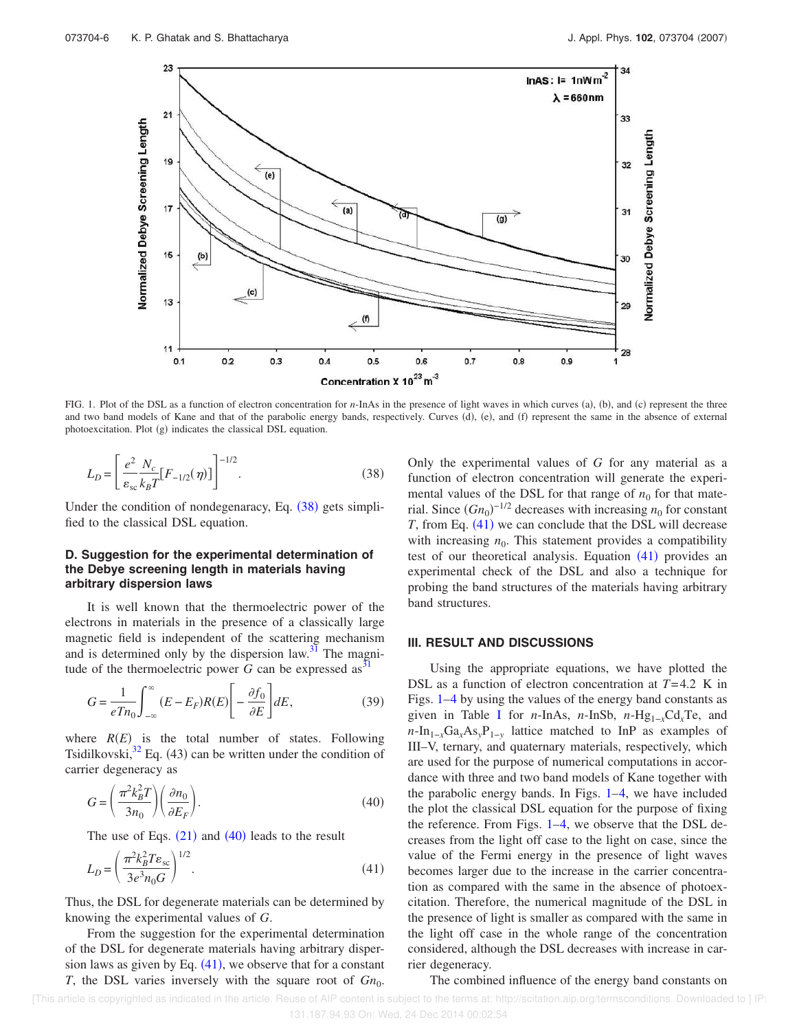FIG. 1. Plot of the DSL as a function of electron concentration for *n*-InAs in the presence of light waves in which curves (a), (b), and (c) represent the three and two band models of Kane and that of the parabolic energy bands, respectively. Curves (d), (e), and (f) represent the same in the absence of external photoexcitation. Plot (g) indicates the classical DSL equation.

$$L_D = \left[ \frac{e^2}{\varepsilon_{sc}} \frac{N_c}{k_B T} [F_{-1/2}(\eta)] \right]^{-1/2}. \tag{38}$$

Under the condition of nondegenaracy, Eq. (38) gets simplified to the classical DSL equation.

### D. Suggestion for the experimental determination of the Debye screening length in materials having arbitrary dispersion laws

It is well known that the thermoelectric power of the electrons in materials in the presence of a classically large magnetic field is independent of the scattering mechanism and is determined only by the dispersion law.[31] The magnitude of the thermoelectric power $G$ can be expressed as[31]

$$G = \frac{1}{eTn_0} \int_{-\infty}^{\infty} (E - E_F) R(E) \left[ -\frac{\partial f_0}{\partial E} \right] dE, \tag{39}$$

where $R(E)$ is the total number of states. Following Tsidilkovski,[32] Eq. (43) can be written under the condition of carrier degeneracy as

$$G = \left( \frac{\pi^2 k_B^2 T}{3 n_0} \right) \left( \frac{\partial n_0}{\partial E_F} \right). \tag{40}$$

The use of Eqs. (21) and (40) leads to the result

$$L_D = \left( \frac{\pi^2 k_B^2 T \varepsilon_{sc}}{3 e^3 n_0 G} \right)^{1/2}. \tag{41}$$

Thus, the DSL for degenerate materials can be determined by knowing the experimental values of $G$.

From the suggestion for the experimental determination of the DSL for degenerate materials having arbitrary dispersion laws as given by Eq. (41), we observe that for a constant $T$, the DSL varies inversely with the square root of $Gn_0$. Only the experimental values of $G$ for any material as a function of electron concentration will generate the experimental values of the DSL for that range of $n_0$ for that material. Since $(Gn_0)^{-1/2}$ decreases with increasing $n_0$ for constant $T$, from Eq. (41) we can conclude that the DSL will decrease with increasing $n_0$. This statement provides a compatibility test of our theoretical analysis. Equation (41) provides an experimental check of the DSL and also a technique for probing the band structures of the materials having arbitrary band structures.

## III. RESULT AND DISCUSSIONS

Using the appropriate equations, we have plotted the DSL as a function of electron concentration at $T = 4.2$ K in Figs. 1–4 by using the values of the energy band constants as given in Table I for *n*-InAs, *n*-InSb, *n*-$Hg_{1-x}Cd_xTe$, and *n*-$In_{1-x}Ga_xAs_yP_{1-y}$ lattice matched to InP as examples of III–V, ternary, and quaternary materials, respectively, which are used for the purpose of numerical computations in accordance with three and two band models of Kane together with the parabolic energy bands. In Figs. 1–4, we have included the plot the classical DSL equation for the purpose of fixing the reference. From Figs. 1–4, we observe that the DSL decreases from the light off case to the light on case, since the value of the Fermi energy in the presence of light waves becomes larger due to the increase in the carrier concentration as compared with the same in the absence of photoexcitation. Therefore, the numerical magnitude of the DSL in the presence of light is smaller as compared with the same in the light off case in the whole range of the concentration considered, although the DSL decreases with increase in carrier degeneracy.

The combined influence of the energy band constants on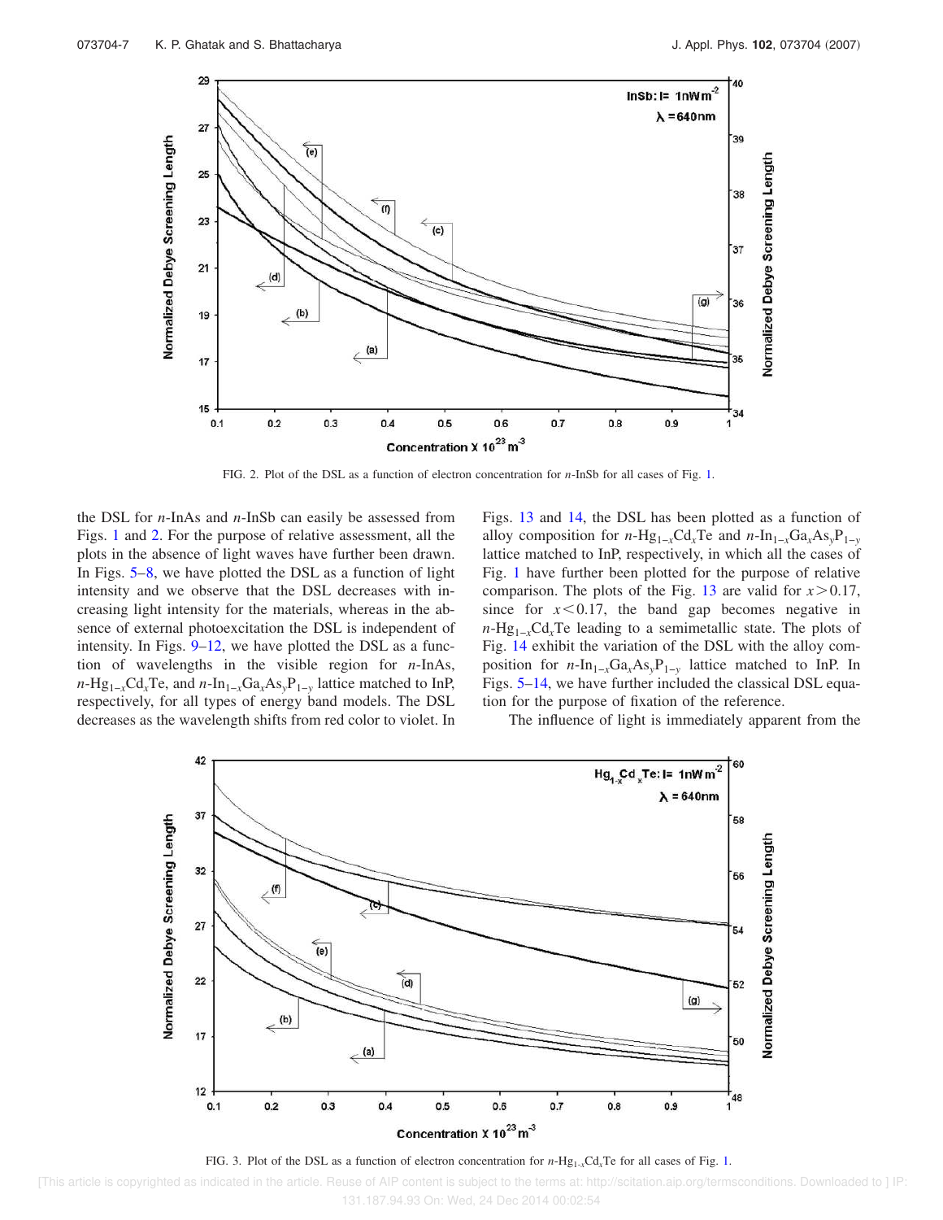FIG. 2. Plot of the DSL as a function of electron concentration for $n$-InSb for all cases of Fig. 1.

the DSL for $n$-InAs and $n$-InSb can easily be assessed from Figs. 1 and 2. For the purpose of relative assessment, all the plots in the absence of light waves have further been drawn. In Figs. 5–8, we have plotted the DSL as a function of light intensity and we observe that the DSL decreases with increasing light intensity for the materials, whereas in the absence of external photoexcitation the DSL is independent of intensity. In Figs. 9–12, we have plotted the DSL as a function of wavelengths in the visible region for $n$-InAs, $n$-$Hg_{1-x}Cd_xTe$, and $n$-$In_{1-x}Ga_xAs_yP_{1-y}$ lattice matched to InP, respectively, for all types of energy band models. The DSL decreases as the wavelength shifts from red color to violet. In Figs. 13 and 14, the DSL has been plotted as a function of alloy composition for $n$-$Hg_{1-x}Cd_xTe$ and $n$-$In_{1-x}Ga_xAs_yP_{1-y}$ lattice matched to InP, respectively, in which all the cases of Fig. 1 have further been plotted for the purpose of relative comparison. The plots of the Fig. 13 are valid for $x > 0.17$, since for $x < 0.17$, the band gap becomes negative in $n$-$Hg_{1-x}Cd_xTe$ leading to a semimetallic state. The plots of Fig. 14 exhibit the variation of the DSL with the alloy composition for $n$-$In_{1-x}Ga_xAs_yP_{1-y}$ lattice matched to InP. In Figs. 5–14, we have further included the classical DSL equation for the purpose of fixation of the reference.

The influence of light is immediately apparent from the

FIG. 3. Plot of the DSL as a function of electron concentration for $n$-$Hg_{1-x}Cd_xTe$ for all cases of Fig. 1.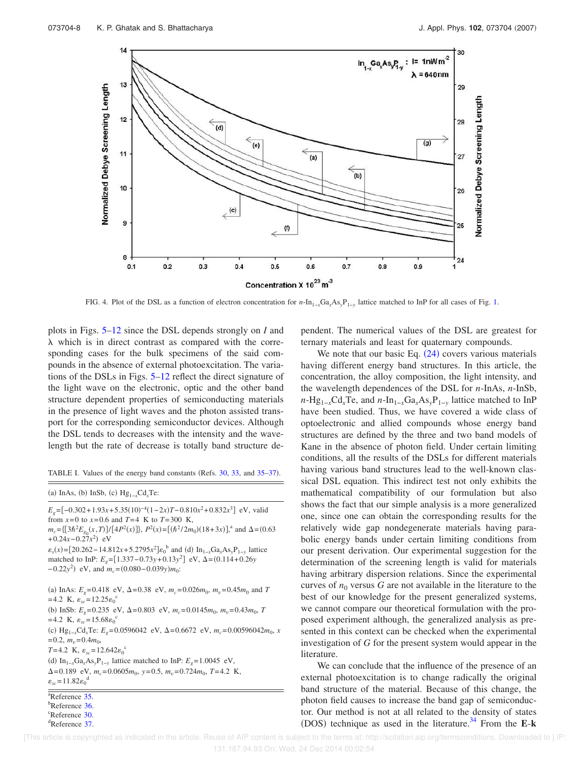FIG. 4. Plot of the DSL as a function of electron concentration for $n$-$In_{1-x}Ga_xAs_yP_{1-y}$ lattice matched to InP for all cases of Fig. 1.

plots in Figs. 5–12 since the DSL depends strongly on $I$ and $\lambda$ which is in direct contrast as compared with the corresponding cases for the bulk specimens of the said compounds in the absence of external photoexcitation. The variations of the DSLs in Figs. 5–12 reflect the direct signature of the light wave on the electronic, optic and the other band structure dependent properties of semiconducting materials in the presence of light waves and the photon assisted transport for the corresponding semiconductor devices. Although the DSL tends to decreases with the intensity and the wavelength but the rate of decrease is totally band structure dependent. The numerical values of the DSL are greatest for ternary materials and least for quaternary compounds.

TABLE I. Values of the energy band constants (Refs. 30, 33, and 35–37).

(a) InAs, (b) InSb, (c) $Hg_{1-x}Cd_xTe$:

$E_g=[-0.302+1.93x+5.35(10)^{-4}(1-2x)T-0.810x^2+0.832x^3]$ eV, valid from $x=0$ to $x=0.6$ and $T=4$ K to $T=300$ K,
$m_c=\{[3\hbar^2 E_{g_0}(x,T)]/[4P^2(x)]\}$, $P^2(x)=[(\hbar^2/2m_0)(18+3x)]$,[a] and $\Delta=(0.63+0.24x-0.27x^2)$ eV
$\varepsilon_s(x)=[20.262-14.812x+5.2795x^2]\varepsilon_0$[b] and (d) $In_{1-x}Ga_xAs_yP_{1-y}$ lattice matched to InP: $E_g=[1.337-0.73y+0.13y^2]$ eV, $\Delta=(0.114+0.26y-0.22y^2)$ eV, and $m_c=(0.080-0.039y)m_0$:

(a) InAs: $E_g=0.418$ eV, $\Delta=0.38$ eV, $m_c=0.026m_0$, $m_v=0.45m_0$ and $T=4.2$ K, $\varepsilon_{sc}=12.25\varepsilon_0$[c]
(b) InSb: $E_g=0.235$ eV, $\Delta=0.803$ eV, $m_c=0.0145m_0$, $m_v=0.43m_0$, $T=4.2$ K, $\varepsilon_{sc}=15.68\varepsilon_0$[c]
(c) $Hg_{1-x}Cd_xTe$: $E_g=0.0596042$ eV, $\Delta=0.6672$ eV, $m_c=0.00596042m_0$, $x=0.2$, $m_v=0.4m_0$, $T=4.2$ K, $\varepsilon_{sc}=12.642\varepsilon_0$[c]
(d) $In_{1-x}Ga_xAs_yP_{1-y}$ lattice matched to InP: $E_g=1.0045$ eV, $\Delta=0.189$ eV, $m_c=0.0605m_0$, $y=0.5$, $m_v=0.724m_0$, $T=4.2$ K, $\varepsilon_{sc}=11.82\varepsilon_0$[d]

[a]Reference 35.
[b]Reference 36.
[c]Reference 30.
[d]Reference 37.

We note that our basic Eq. (24) covers various materials having different energy band structures. In this article, the concentration, the alloy composition, the light intensity, and the wavelength dependences of the DSL for $n$-InAs, $n$-InSb, $n$-$Hg_{1-x}Cd_xTe$, and $n$-$In_{1-x}Ga_xAs_yP_{1-y}$ lattice matched to InP have been studied. Thus, we have covered a wide class of optoelectronic and allied compounds whose energy band structures are defined by the three and two band models of Kane in the absence of photon field. Under certain limiting conditions, all the results of the DSLs for different materials having various band structures lead to the well-known classical DSL equation. This indirect test not only exhibits the mathematical compatibility of our formulation but also shows the fact that our simple analysis is a more generalized one, since one can obtain the corresponding results for the relatively wide gap nondegenerate materials having parabolic energy bands under certain limiting conditions from our present derivation. Our experimental suggestion for the determination of the screening length is valid for materials having arbitrary dispersion relations. Since the experimental curves of $n_0$ versus $G$ are not available in the literature to the best of our knowledge for the present generalized systems, we cannot compare our theoretical formulation with the proposed experiment although, the generalized analysis as presented in this context can be checked when the experimental investigation of $G$ for the present system would appear in the literature.

We can conclude that the influence of the presence of an external photoexcitation is to change radically the original band structure of the material. Because of this change, the photon field causes to increase the band gap of semiconductor. Our method is not at all related to the density of states (DOS) technique as used in the literature.[34] From the **E**-**k**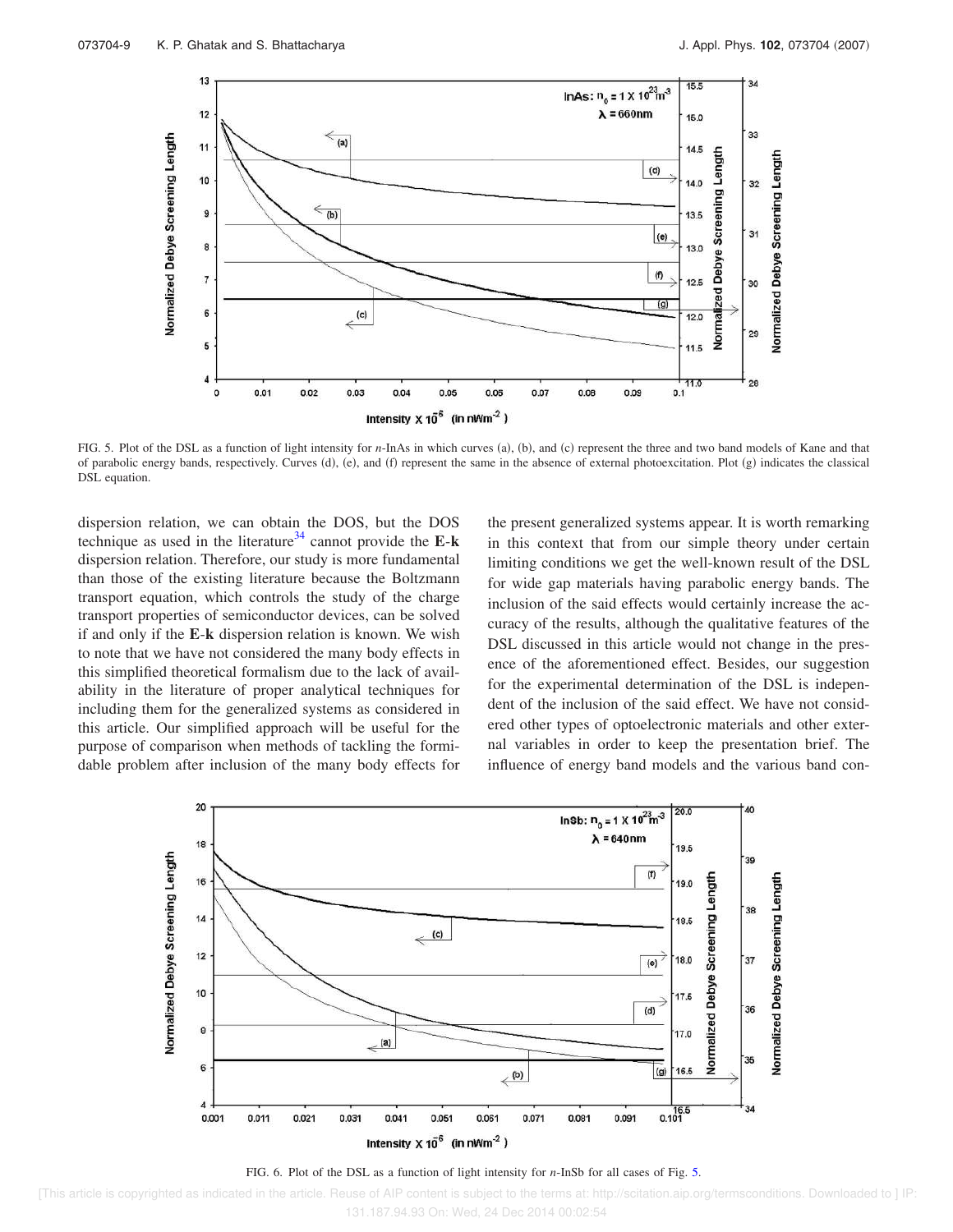InAs: $n_0 = 1 \times 10^{23} m^{-3}$

$\lambda$ = 660nm

Normalized Debye Screening Length

Intensity X $10^{-6}$ (in nWm$^{-2}$)

(a) (b) (c) (d) (e) (f) (g)

FIG. 5. Plot of the DSL as a function of light intensity for $n$-InAs in which curves (a), (b), and (c) represent the three and two band models of Kane and that of parabolic energy bands, respectively. Curves (d), (e), and (f) represent the same in the absence of external photoexcitation. Plot (g) indicates the classical DSL equation.

dispersion relation, we can obtain the DOS, but the DOS technique as used in the literature[34] cannot provide the **E**-**k** dispersion relation. Therefore, our study is more fundamental than those of the existing literature because the Boltzmann transport equation, which controls the study of the charge transport properties of semiconductor devices, can be solved if and only if the **E**-**k** dispersion relation is known. We wish to note that we have not considered the many body effects in this simplified theoretical formalism due to the lack of availability in the literature of proper analytical techniques for including them for the generalized systems as considered in this article. Our simplified approach will be useful for the purpose of comparison when methods of tackling the formidable problem after inclusion of the many body effects for the present generalized systems appear. It is worth remarking in this context that from our simple theory under certain limiting conditions we get the well-known result of the DSL for wide gap materials having parabolic energy bands. The inclusion of the said effects would certainly increase the accuracy of the results, although the qualitative features of the DSL discussed in this article would not change in the presence of the aforementioned effect. Besides, our suggestion for the experimental determination of the DSL is independent of the inclusion of the said effect. We have not considered other types of optoelectronic materials and other external variables in order to keep the presentation brief. The influence of energy band models and the various band con-

InSb: $n_0 = 1 \times 10^{23} m^{-3}$

$\lambda$ = 640nm

Normalized Debye Screening Length

Intensity X $10^{-6}$ (in nWm$^{-2}$)

(a) (b) (c) (d) (e) (f) (g)

FIG. 6. Plot of the DSL as a function of light intensity for $n$-InSb for all cases of Fig. 5.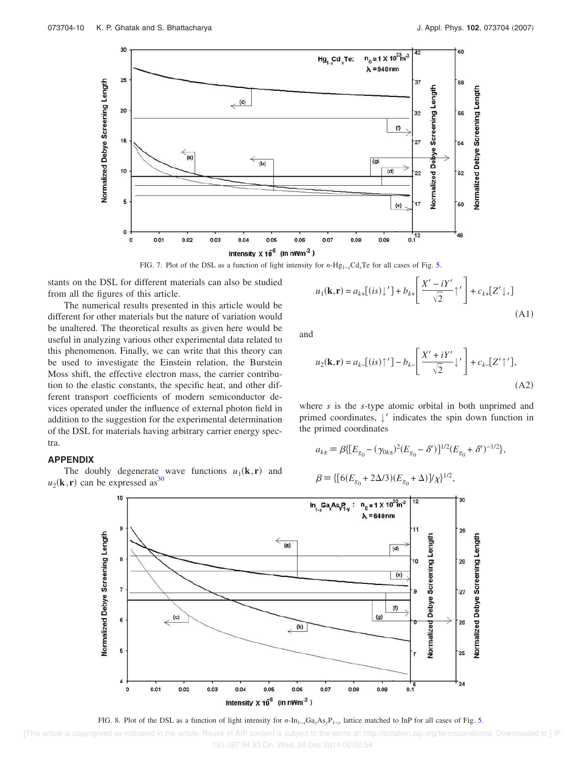FIG. 7. Plot of the DSL as a function of light intensity for $n$-$Hg_{1-x}Cd_xTe$ for all cases of Fig. 5.

stants on the DSL for different materials can also be studied from all the figures of this article.

The numerical results presented in this article would be different for other materials but the nature of variation would be unaltered. The theoretical results as given here would be useful in analyzing various other experimental data related to this phenomenon. Finally, we can write that this theory can be used to investigate the Einstein relation, the Burstein Moss shift, the effective electron mass, the carrier contribution to the elastic constants, the specific heat, and other different transport coefficients of modern semiconductor devices operated under the influence of external photon field in addition to the suggestion for the experimental determination of the DSL for materials having arbitrary carrier energy spectra.

## APPENDIX

The doubly degenerate wave functions $u_1(\mathbf{k},\mathbf{r})$ and $u_2(\mathbf{k},\mathbf{r})$ can be expressed as[30]

$$u_1(\mathbf{k},\mathbf{r}) = a_{k+}[(is)\downarrow'] + b_{k+}\left[\frac{X' - iY'}{\sqrt{2}}\uparrow'\right] + c_{k+}[Z'\downarrow'] \tag{A1}$$

and

$$u_2(\mathbf{k},\mathbf{r}) = a_{k-}[(is)\uparrow'] - b_{k-}\left[\frac{X' + iY'}{\sqrt{2}}\downarrow'\right] + c_{k-}[Z'\uparrow'], \tag{A2}$$

where $s$ is the $s$-type atomic orbital in both unprimed and primed coordinates, $\downarrow'$ indicates the spin down function in the primed coordinates

$$a_{k\pm} \equiv \beta\{[E_{g_0} - (\gamma_{0k\pm})^2(E_{g_0} - \delta')]^{1/2}(E_{g_0} + \delta')^{-1/2}\},$$

$$\beta \equiv \{[6(E_{g_0} + 2\Delta/3)(E_{g_0} + \Delta)]/\chi\}^{1/2},$$

FIG. 8. Plot of the DSL as a function of light intensity for $n$-$In_{1-x}Ga_xAs_yP_{1-y}$ lattice matched to InP for all cases of Fig. 5.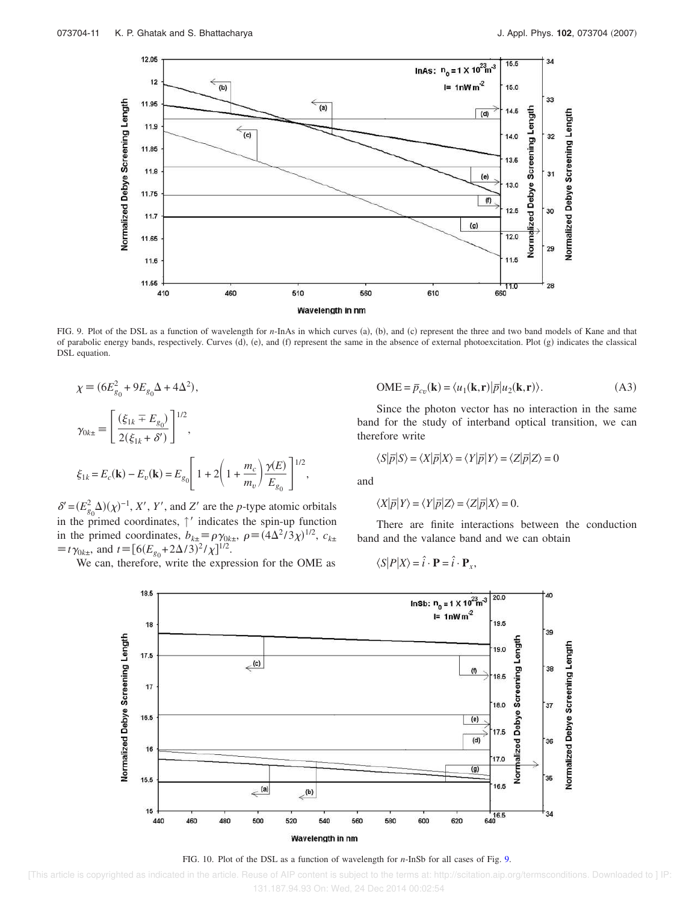FIG. 9. Plot of the DSL as a function of wavelength for *n*-InAs in which curves (a), (b), and (c) represent the three and two band models of Kane and that of parabolic energy bands, respectively. Curves (d), (e), and (f) represent the same in the absence of external photoexcitation. Plot (g) indicates the classical DSL equation.

$$\chi \equiv (6E_{g_0}^2 + 9E_{g_0}\Delta + 4\Delta^2),$$

$$\gamma_{0k\pm} \equiv \left[\frac{(\xi_{1k} \mp E_{g_0})}{2(\xi_{1k} + \delta')}\right]^{1/2},$$

$$\xi_{1k} = E_c(\mathbf{k}) - E_v(\mathbf{k}) = E_{g_0}\left[1 + 2\left(1 + \frac{m_c}{m_v}\right)\frac{\gamma(E)}{E_{g_0}}\right]^{1/2},$$

$\delta' = (E_{g_0}^2\Delta)(\chi)^{-1}$, $X'$, $Y'$, and $Z'$ are the *p*-type atomic orbitals in the primed coordinates, $\uparrow'$ indicates the spin-up function in the primed coordinates, $b_{k\pm} \equiv \rho\gamma_{0k\pm}$, $\rho \equiv (4\Delta^2/3\chi)^{1/2}$, $c_{k\pm} \equiv t\gamma_{0k\pm}$, and $t \equiv [6(E_{g_0} + 2\Delta/3)^2/\chi]^{1/2}$.

We can, therefore, write the expression for the OME as

$$\text{OME} = \bar{p}_{cv}(\mathbf{k}) = \langle u_1(\mathbf{k},\mathbf{r})|\bar{p}|u_2(\mathbf{k},\mathbf{r})\rangle. \tag{A3}$$

Since the photon vector has no interaction in the same band for the study of interband optical transition, we can therefore write

$$\langle S|\bar{p}|S\rangle = \langle X|\bar{p}|X\rangle = \langle Y|\bar{p}|Y\rangle = \langle Z|\bar{p}|Z\rangle = 0$$

and

$$\langle X|\bar{p}|Y\rangle = \langle Y|\bar{p}|Z\rangle = \langle Z|\bar{p}|X\rangle = 0.$$

There are finite interactions between the conduction band and the valance band and we can obtain

$$\langle S|P|X\rangle = \hat{i}\cdot\mathbf{P} = \hat{i}\cdot\mathbf{P}_x,$$

FIG. 10. Plot of the DSL as a function of wavelength for *n*-InSb for all cases of Fig. 9.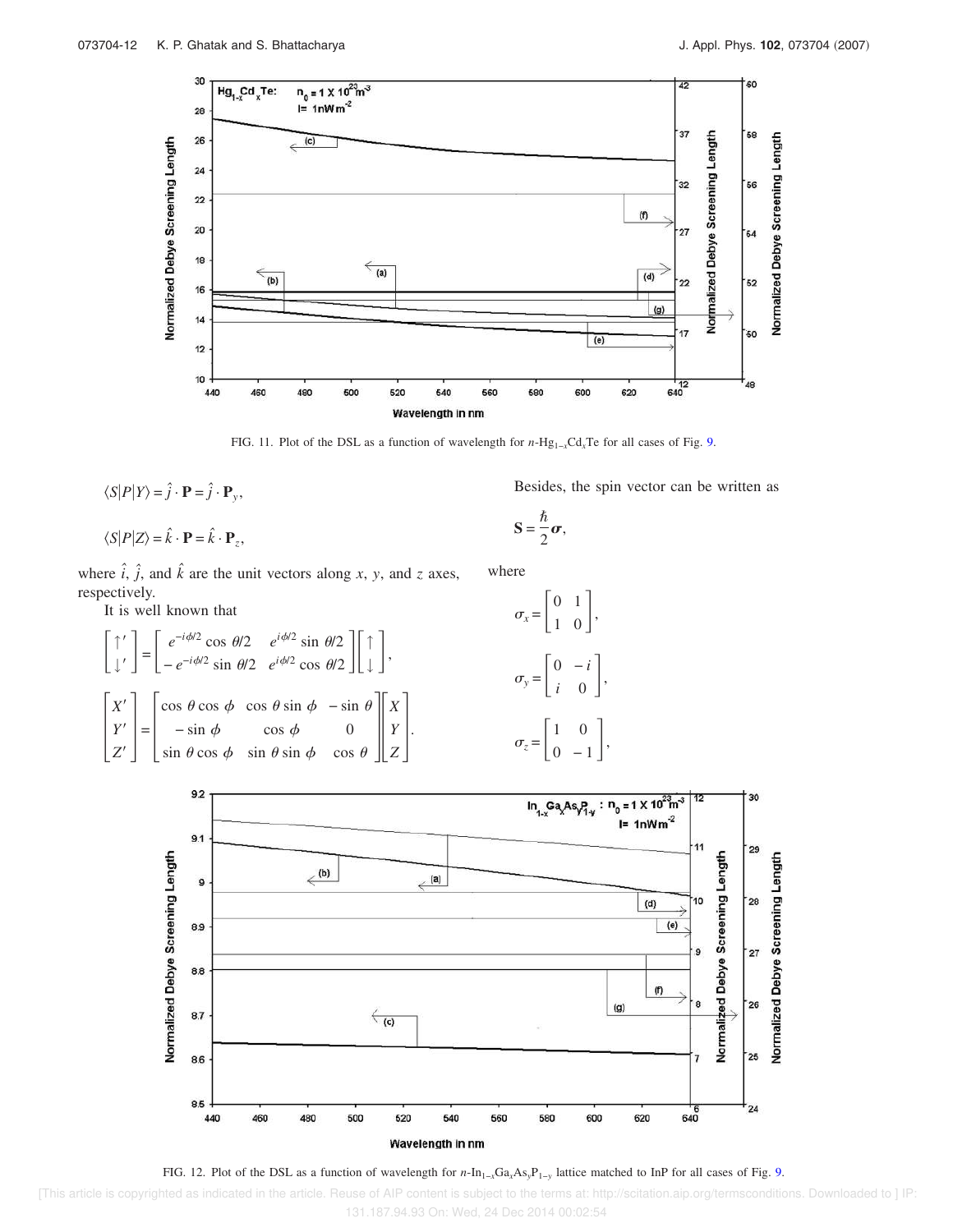FIG. 11. Plot of the DSL as a function of wavelength for $n$-$Hg_{1-x}Cd_xTe$ for all cases of Fig. 9.

$$\langle S|P|Y\rangle = \hat{j}\cdot\mathbf{P} = \hat{j}\cdot\mathbf{P}_y,$$

$$\langle S|P|Z\rangle = \hat{k}\cdot\mathbf{P} = \hat{k}\cdot\mathbf{P}_z,$$

where $\hat{i}$, $\hat{j}$, and $\hat{k}$ are the unit vectors along $x$, $y$, and $z$ axes, respectively.

It is well known that

$$\begin{bmatrix}\uparrow' \\ \downarrow'\end{bmatrix} = \begin{bmatrix} e^{-i\phi/2}\cos\theta/2 & e^{i\phi/2}\sin\theta/2 \\ -e^{-i\phi/2}\sin\theta/2 & e^{i\phi/2}\cos\theta/2\end{bmatrix}\begin{bmatrix}\uparrow \\ \downarrow\end{bmatrix},$$

$$\begin{bmatrix}X' \\ Y' \\ Z'\end{bmatrix} = \begin{bmatrix}\cos\theta\cos\phi & \cos\theta\sin\phi & -\sin\theta \\ -\sin\phi & \cos\phi & 0 \\ \sin\theta\cos\phi & \sin\theta\sin\phi & \cos\theta\end{bmatrix}\begin{bmatrix}X \\ Y \\ Z\end{bmatrix}.$$

Besides, the spin vector can be written as

$$\mathbf{S} = \frac{\hbar}{2}\boldsymbol{\sigma},$$

where

$$\sigma_x = \begin{bmatrix}0 & 1 \\ 1 & 0\end{bmatrix},$$

$$\sigma_y = \begin{bmatrix}0 & -i \\ i & 0\end{bmatrix},$$

$$\sigma_z = \begin{bmatrix}1 & 0 \\ 0 & -1\end{bmatrix},$$

FIG. 12. Plot of the DSL as a function of wavelength for $n$-$In_{1-x}Ga_xAs_yP_{1-y}$ lattice matched to InP for all cases of Fig. 9.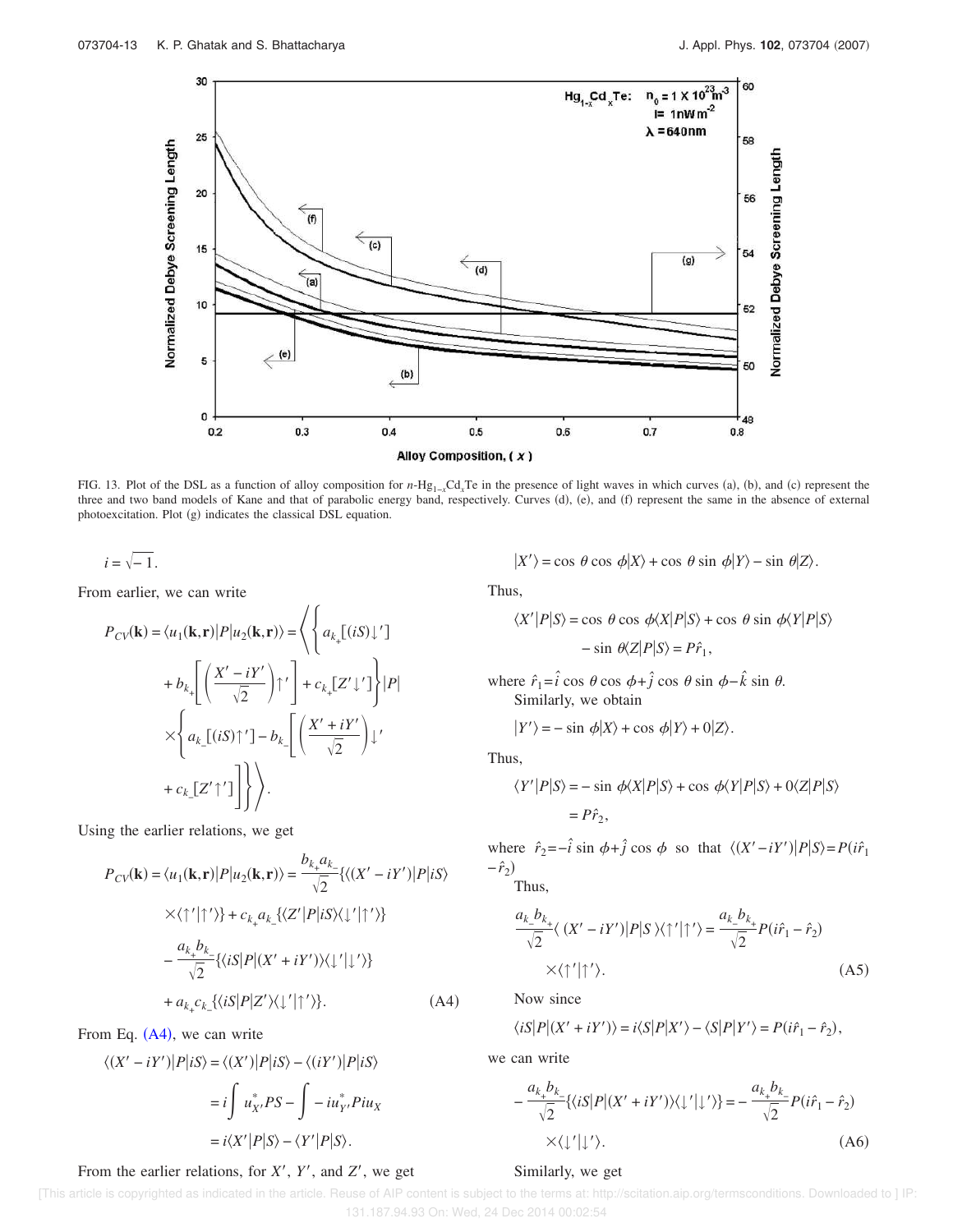FIG. 13. Plot of the DSL as a function of alloy composition for $n$-$Hg_{1-x}Cd_xTe$ in the presence of light waves in which curves (a), (b), and (c) represent the three and two band models of Kane and that of parabolic energy band, respectively. Curves (d), (e), and (f) represent the same in the absence of external photoexcitation. Plot (g) indicates the classical DSL equation.

$$i = \sqrt{-1}.$$

From earlier, we can write

$$P_{CV}(\mathbf{k}) = \langle u_1(\mathbf{k},\mathbf{r})|P|u_2(\mathbf{k},\mathbf{r})\rangle = \left\langle \left\{ a_{k_+}[(iS)\downarrow'] + b_{k_+}\left[\left(\frac{X'-iY'}{\sqrt{2}}\right)\uparrow'\right] + c_{k_+}[Z'\downarrow'] \right\}|P| \times \left\{ a_{k_-}[(iS)\uparrow'] - b_{k_-}\left[\left(\frac{X'+iY'}{\sqrt{2}}\right)\downarrow' + c_{k_-}[Z'\uparrow']\right]\right\}\right\rangle.$$

Using the earlier relations, we get

$$P_{CV}(\mathbf{k}) = \langle u_1(\mathbf{k},\mathbf{r})|P|u_2(\mathbf{k},\mathbf{r})\rangle = \frac{b_{k_+}a_{k_-}}{\sqrt{2}}\{\langle (X'-iY')|P|iS\rangle \times \langle \uparrow'|\uparrow'\rangle\} + c_{k_+}a_{k_-}\{\langle Z'|P|iS\rangle\langle \downarrow'|\uparrow'\rangle\} - \frac{a_{k_+}b_{k_-}}{\sqrt{2}}\{\langle iS|P|(X'+iY')\rangle\langle \downarrow'|\downarrow'\rangle\} + a_{k_+}c_{k_-}\{\langle iS|P|Z'\rangle\langle \downarrow'|\uparrow'\rangle\}. \tag{A4}$$

From Eq. (A4), we can write

$$\langle (X'-iY')|P|iS\rangle = \langle (X')|P|iS\rangle - \langle (iY')|P|iS\rangle = i\int u_{X'}^{*}PS - \int -iu_{Y'}^{*}Piu_X = i\langle X'|P|S\rangle - \langle Y'|P|S\rangle.$$

From the earlier relations, for $X'$, $Y'$, and $Z'$, we get

$$|X'\rangle = \cos\theta\cos\phi|X\rangle + \cos\theta\sin\phi|Y\rangle - \sin\theta|Z\rangle.$$

Thus,

$$\langle X'|P|S\rangle = \cos\theta\cos\phi\langle X|P|S\rangle + \cos\theta\sin\phi\langle Y|P|S\rangle - \sin\theta\langle Z|P|S\rangle = P\hat{r}_1,$$

where $\hat{r}_1 = \hat{i}\cos\theta\cos\phi + \hat{j}\cos\theta\sin\phi - \hat{k}\sin\theta$.

Similarly, we obtain

$$|Y'\rangle = -\sin\phi|X\rangle + \cos\phi|Y\rangle + 0|Z\rangle.$$

Thus,

$$\langle Y'|P|S\rangle = -\sin\phi\langle X|P|S\rangle + \cos\phi\langle Y|P|S\rangle + 0\langle Z|P|S\rangle = P\hat{r}_2,$$

where $\hat{r}_2 = -\hat{i}\sin\phi + \hat{j}\cos\phi$ so that $\langle (X'-iY')|P|S\rangle = P(i\hat{r}_1 - \hat{r}_2)$

Thus,

$$\frac{a_{k_-}b_{k_+}}{\sqrt{2}}\langle (X'-iY')|P|S\rangle\langle \uparrow'|\uparrow'\rangle = \frac{a_{k_-}b_{k_+}}{\sqrt{2}}P(i\hat{r}_1 - \hat{r}_2) \times \langle \uparrow'|\uparrow'\rangle. \tag{A5}$$

Now since

$$\langle iS|P|(X'+iY')\rangle = i\langle S|P|X'\rangle - \langle S|P|Y'\rangle = P(i\hat{r}_1 - \hat{r}_2),$$

we can write

$$-\frac{a_{k_+}b_{k_-}}{\sqrt{2}}\{\langle iS|P|(X'+iY')\rangle\langle \downarrow'|\downarrow'\rangle\} = -\frac{a_{k_+}b_{k_-}}{\sqrt{2}}P(i\hat{r}_1 - \hat{r}_2) \times \langle \downarrow'|\downarrow'\rangle. \tag{A6}$$

Similarly, we get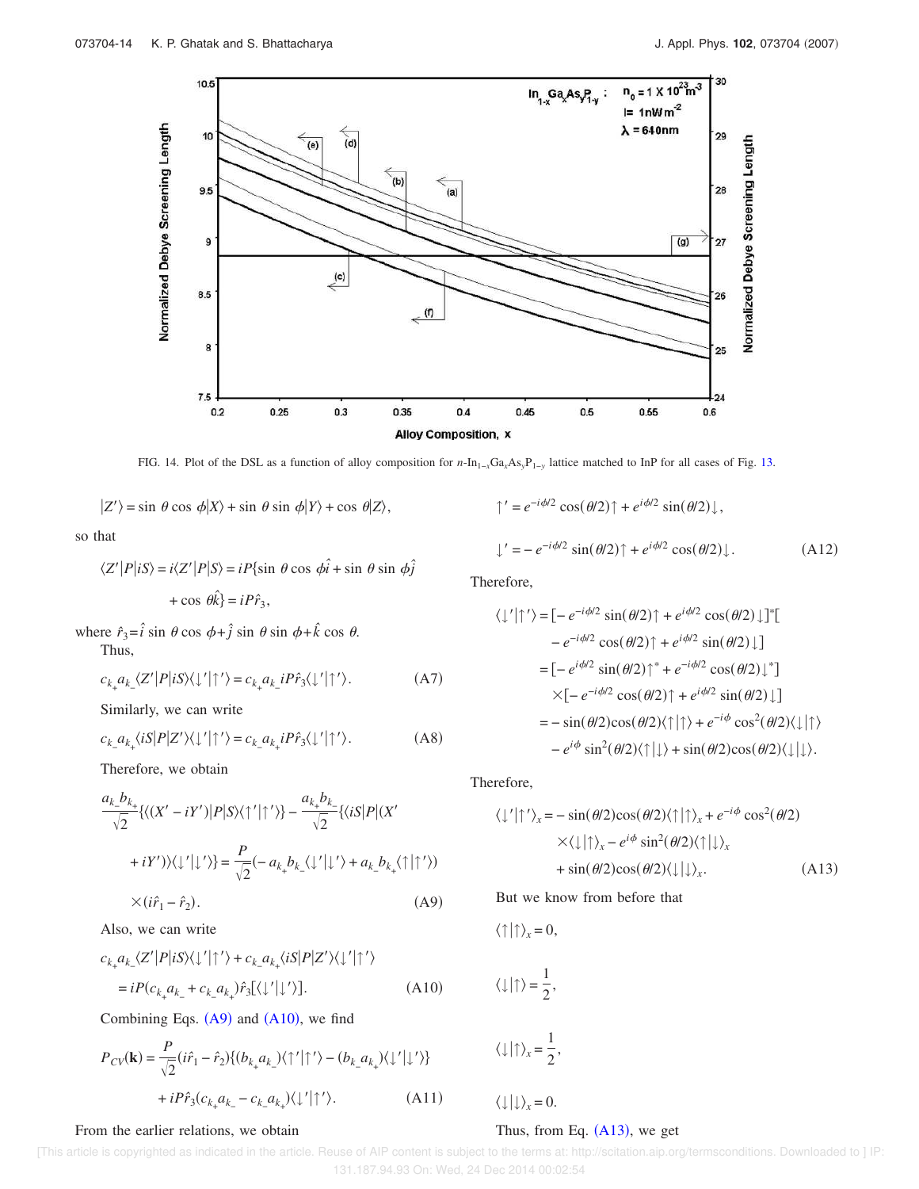FIG. 14. Plot of the DSL as a function of alloy composition for $n$-$In_{1-x}Ga_xAs_yP_{1-y}$ lattice matched to InP for all cases of Fig. 13.

$$|Z'\rangle = \sin\theta\cos\phi|X\rangle + \sin\theta\sin\phi|Y\rangle + \cos\theta|Z\rangle,$$

so that

$$\langle Z'|P|iS\rangle = i\langle Z'|P|S\rangle = iP\{\sin\theta\cos\phi\hat{i} + \sin\theta\sin\phi\hat{j} + \cos\theta\hat{k}\} = iP\hat{r}_3,$$

where $\hat{r}_3 = \hat{i}\sin\theta\cos\phi + \hat{j}\sin\theta\sin\phi + \hat{k}\cos\theta$.

Thus,

$$c_{k_+}a_{k_-}\langle Z'|P|iS\rangle\langle\downarrow'|\uparrow'\rangle = c_{k_+}a_{k_-}iP\hat{r}_3\langle\downarrow'|\uparrow'\rangle. \tag{A7}$$

Similarly, we can write

$$c_{k_-}a_{k_+}\langle iS|P|Z'\rangle\langle\downarrow'|\uparrow'\rangle = c_{k_-}a_{k_+}iP\hat{r}_3\langle\downarrow'|\uparrow'\rangle. \tag{A8}$$

Therefore, we obtain

$$\frac{a_{k_-}b_{k_+}}{\sqrt{2}}\{\langle(X'-iY')|P|S\rangle\langle\uparrow'|\uparrow'\rangle\} - \frac{a_{k_+}b_{k_-}}{\sqrt{2}}\{\langle iS|P|(X' + iY')\rangle\langle\downarrow'|\downarrow'\rangle\} = \frac{P}{\sqrt{2}}(-a_{k_+}b_{k_-}\langle\downarrow'|\downarrow'\rangle + a_{k_-}b_{k_+}\langle\uparrow|\uparrow'\rangle) \times (i\hat{r}_1 - \hat{r}_2). \tag{A9}$$

Also, we can write

$$c_{k_+}a_{k_-}\langle Z'|P|iS\rangle\langle\downarrow'|\uparrow'\rangle + c_{k_-}a_{k_+}\langle iS|P|Z'\rangle\langle\downarrow'|\uparrow'\rangle = iP(c_{k_+}a_{k_-} + c_{k_-}a_{k_+})\hat{r}_3[\langle\downarrow'|\downarrow'\rangle]. \tag{A10}$$

Combining Eqs. (A9) and (A10), we find

$$P_{CV}(\mathbf{k}) = \frac{P}{\sqrt{2}}(i\hat{r}_1 - \hat{r}_2)\{(b_{k_+}a_{k_-})\langle\uparrow'|\uparrow'\rangle - (b_{k_-}a_{k_+})\langle\downarrow'|\downarrow'\rangle\} + iP\hat{r}_3(c_{k_+}a_{k_-} - c_{k_-}a_{k_+})\langle\downarrow'|\uparrow'\rangle. \tag{A11}$$

From the earlier relations, we obtain

$$\uparrow' = e^{-i\phi/2}\cos(\theta/2)\uparrow + e^{i\phi/2}\sin(\theta/2)\downarrow,$$

$$\downarrow' = -e^{-i\phi/2}\sin(\theta/2)\uparrow + e^{i\phi/2}\cos(\theta/2)\downarrow. \tag{A12}$$

Therefore,

$$\begin{aligned}
\langle\downarrow'|\uparrow'\rangle &= [-e^{-i\phi/2}\sin(\theta/2)\uparrow + e^{i\phi/2}\cos(\theta/2)\downarrow]^*[-e^{-i\phi/2}\cos(\theta/2)\uparrow + e^{i\phi/2}\sin(\theta/2)\downarrow] \\
&= [-e^{i\phi/2}\sin(\theta/2)\uparrow^* + e^{-i\phi/2}\cos(\theta/2)\downarrow^*] \times [-e^{-i\phi/2}\cos(\theta/2)\uparrow + e^{i\phi/2}\sin(\theta/2)\downarrow] \\
&= -\sin(\theta/2)\cos(\theta/2)\langle\uparrow|\uparrow\rangle + e^{-i\phi}\cos^2(\theta/2)\langle\downarrow|\uparrow\rangle - e^{i\phi}\sin^2(\theta/2)\langle\uparrow|\downarrow\rangle + \sin(\theta/2)\cos(\theta/2)\langle\downarrow|\downarrow\rangle.
\end{aligned}$$

Therefore,

$$\langle\downarrow'|\uparrow'\rangle_x = -\sin(\theta/2)\cos(\theta/2)\langle\uparrow|\uparrow\rangle_x + e^{-i\phi}\cos^2(\theta/2) \times \langle\downarrow|\uparrow\rangle_x - e^{i\phi}\sin^2(\theta/2)\langle\uparrow|\downarrow\rangle_x + \sin(\theta/2)\cos(\theta/2)\langle\downarrow|\downarrow\rangle_x. \tag{A13}$$

But we know from before that

$$\langle\uparrow|\uparrow\rangle_x = 0,$$

$$\langle\downarrow|\uparrow\rangle = \frac{1}{2},$$

$$\langle\downarrow|\uparrow\rangle_x = \frac{1}{2},$$

$$\langle\downarrow|\downarrow\rangle_x = 0.$$

Thus, from Eq. (A13), we get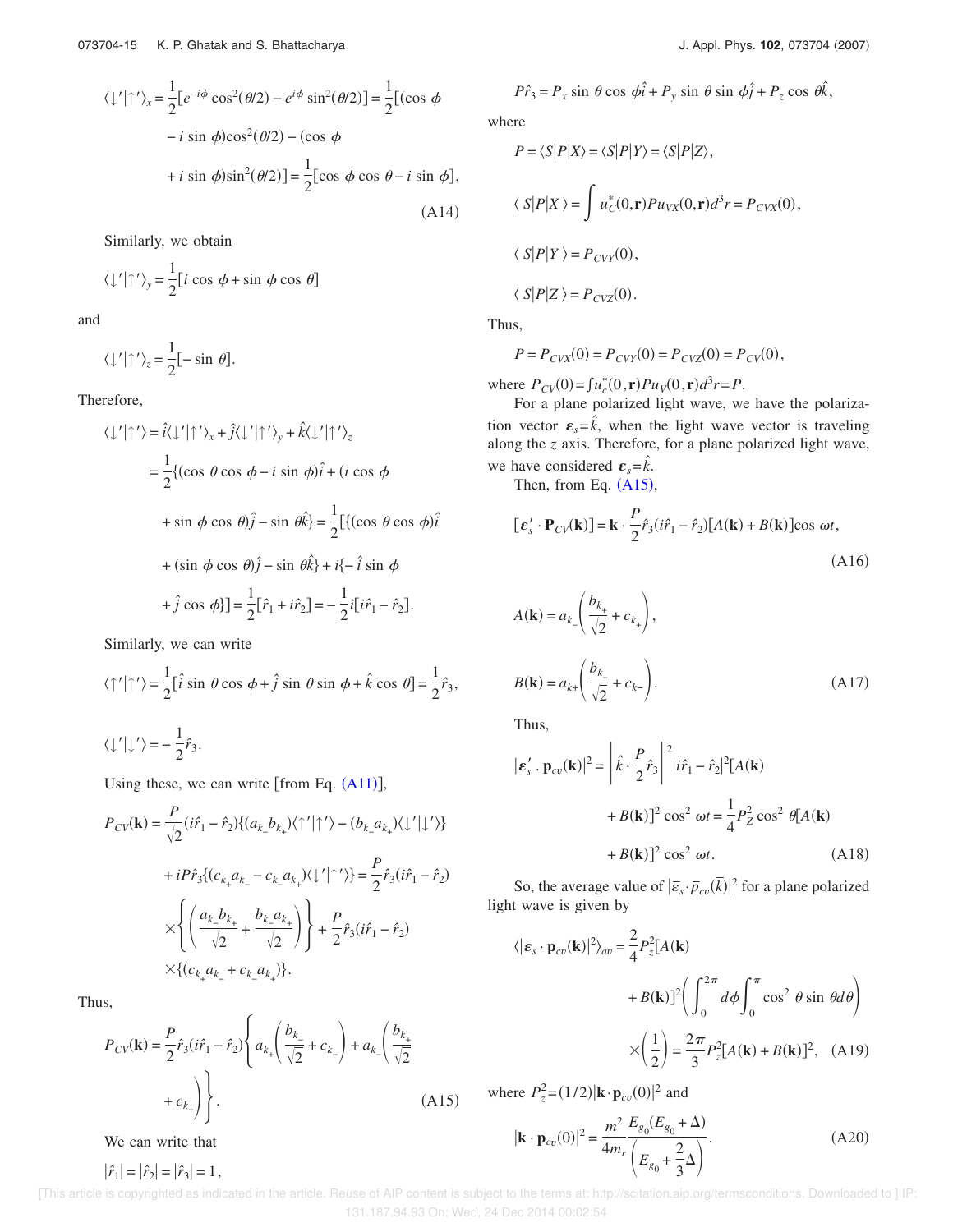$$\langle\downarrow'|\uparrow'\rangle_x = \frac{1}{2}[e^{-i\phi}\cos^2(\theta/2) - e^{i\phi}\sin^2(\theta/2)] = \frac{1}{2}[(\cos\phi - i\sin\phi)\cos^2(\theta/2) - (\cos\phi + i\sin\phi)\sin^2(\theta/2)] = \frac{1}{2}[\cos\phi\cos\theta - i\sin\phi]. \tag{A14}$$

Similarly, we obtain

$$\langle\downarrow'|\uparrow'\rangle_y = \frac{1}{2}[i\cos\phi + \sin\phi\cos\theta]$$

and

$$\langle\downarrow'|\uparrow'\rangle_z = \frac{1}{2}[-\sin\theta].$$

Therefore,

$$\langle\downarrow'|\uparrow'\rangle = \hat{i}\langle\downarrow'|\uparrow'\rangle_x + \hat{j}\langle\downarrow'|\uparrow'\rangle_y + \hat{k}\langle\downarrow'|\uparrow'\rangle_z = \frac{1}{2}\{(\cos\theta\cos\phi - i\sin\phi)\hat{i} + (i\cos\phi + \sin\phi\cos\theta)\hat{j} - \sin\theta\hat{k}\} = \frac{1}{2}[\{(\cos\theta\cos\phi)\hat{i} + (\sin\phi\cos\theta)\hat{j} - \sin\theta\hat{k}\} + i\{-\hat{i}\sin\phi + \hat{j}\cos\phi\}] = \frac{1}{2}[\hat{r}_1 + i\hat{r}_2] = -\frac{1}{2}i[i\hat{r}_1 - \hat{r}_2].$$

Similarly, we can write

$$\langle\uparrow'|\uparrow'\rangle = \frac{1}{2}[\hat{i}\sin\theta\cos\phi + \hat{j}\sin\theta\sin\phi + \hat{k}\cos\theta] = \frac{1}{2}\hat{r}_3,$$

$$\langle\downarrow'|\downarrow'\rangle = -\frac{1}{2}\hat{r}_3.$$

Using these, we can write [from Eq. (A11)],

$$P_{CV}(\mathbf{k}) = \frac{P}{\sqrt{2}}(i\hat{r}_1 - \hat{r}_2)\{(a_{k_-}b_{k_+})\langle\uparrow'|\uparrow'\rangle - (b_{k_-}a_{k_+})\langle\downarrow'|\downarrow'\rangle\} + iP\hat{r}_3\{(c_{k_+}a_{k_-} - c_{k_-}a_{k_+})\langle\downarrow'|\uparrow'\rangle\} = \frac{P}{2}\hat{r}_3(i\hat{r}_1 - \hat{r}_2) \times \left\{\left(\frac{a_{k_-}b_{k_+}}{\sqrt{2}} + \frac{b_{k_-}a_{k_+}}{\sqrt{2}}\right)\right\} + \frac{P}{2}\hat{r}_3(i\hat{r}_1 - \hat{r}_2) \times \{(c_{k_+}a_{k_-} + c_{k_-}a_{k_+})\}.$$

Thus,

$$P_{CV}(\mathbf{k}) = \frac{P}{2}\hat{r}_3(i\hat{r}_1 - \hat{r}_2)\left\{a_{k_+}\left(\frac{b_{k_-}}{\sqrt{2}} + c_{k_-}\right) + a_{k_-}\left(\frac{b_{k_+}}{\sqrt{2}} + c_{k_+}\right)\right\}. \tag{A15}$$

We can write that

$$|\hat{r}_1| = |\hat{r}_2| = |\hat{r}_3| = 1,$$

$$P\hat{r}_3 = P_x\sin\theta\cos\phi\hat{i} + P_y\sin\theta\sin\phi\hat{j} + P_z\cos\theta\hat{k},$$

where

$$P = \langle S|P|X\rangle = \langle S|P|Y\rangle = \langle S|P|Z\rangle,$$

$$\langle S|P|X\rangle = \int u_C^*(0,\mathbf{r})Pu_{VX}(0,\mathbf{r})d^3r = P_{CVX}(0),$$

$$\langle S|P|Y\rangle = P_{CVY}(0),$$

$$\langle S|P|Z\rangle = P_{CVZ}(0).$$

Thus,

$$P = P_{CVX}(0) = P_{CVY}(0) = P_{CVZ}(0) = P_{CV}(0),$$

where $P_{CV}(0) = \int u_c^*(0,\mathbf{r})Pu_V(0,\mathbf{r})d^3r = P$.

For a plane polarized light wave, we have the polarization vector $\boldsymbol{\varepsilon}_s = \hat{k}$, when the light wave vector is traveling along the $z$ axis. Therefore, for a plane polarized light wave, we have considered $\boldsymbol{\varepsilon}_s = \hat{k}$.

Then, from Eq. (A15),

$$[\boldsymbol{\varepsilon}_s' \cdot \mathbf{P}_{CV}(\mathbf{k})] = \mathbf{k}\cdot\frac{P}{2}\hat{r}_3(i\hat{r}_1 - \hat{r}_2)[A(\mathbf{k}) + B(\mathbf{k})]\cos\omega t, \tag{A16}$$

$$A(\mathbf{k}) = a_{k_-}\left(\frac{b_{k_+}}{\sqrt{2}} + c_{k_+}\right),$$

$$B(\mathbf{k}) = a_{k+}\left(\frac{b_{k_-}}{\sqrt{2}} + c_{k-}\right). \tag{A17}$$

Thus,

$$|\boldsymbol{\varepsilon}_s' \cdot \mathbf{p}_{cv}(\mathbf{k})|^2 = \left|\hat{k}\cdot\frac{P}{2}\hat{r}_3\right|^2 |i\hat{r}_1 - \hat{r}_2|^2[A(\mathbf{k}) + B(\mathbf{k})]^2\cos^2\omega t = \frac{1}{4}P_Z^2\cos^2\theta[A(\mathbf{k}) + B(\mathbf{k})]^2\cos^2\omega t. \tag{A18}$$

So, the average value of $|\bar{\varepsilon}_s\cdot\bar{p}_{cv}(\bar{k})|^2$ for a plane polarized light wave is given by

$$\langle|\boldsymbol{\varepsilon}_s\cdot\mathbf{p}_{cv}(\mathbf{k})|^2\rangle_{av} = \frac{2}{4}P_z^2[A(\mathbf{k}) + B(\mathbf{k})]^2\left(\int_0^{2\pi}d\phi\int_0^{\pi}\cos^2\theta\sin\theta d\theta\right)\times\left(\frac{1}{2}\right) = \frac{2\pi}{3}P_z^2[A(\mathbf{k}) + B(\mathbf{k})]^2, \tag{A19}$$

where $P_z^2 = (1/2)|\mathbf{k}\cdot\mathbf{p}_{cv}(0)|^2$ and

$$|\mathbf{k}\cdot\mathbf{p}_{cv}(0)|^2 = \frac{m^2}{4m_r}\frac{E_{g_0}(E_{g_0}+\Delta)}{\left(E_{g_0}+\frac{2}{3}\Delta\right)}. \tag{A20}$$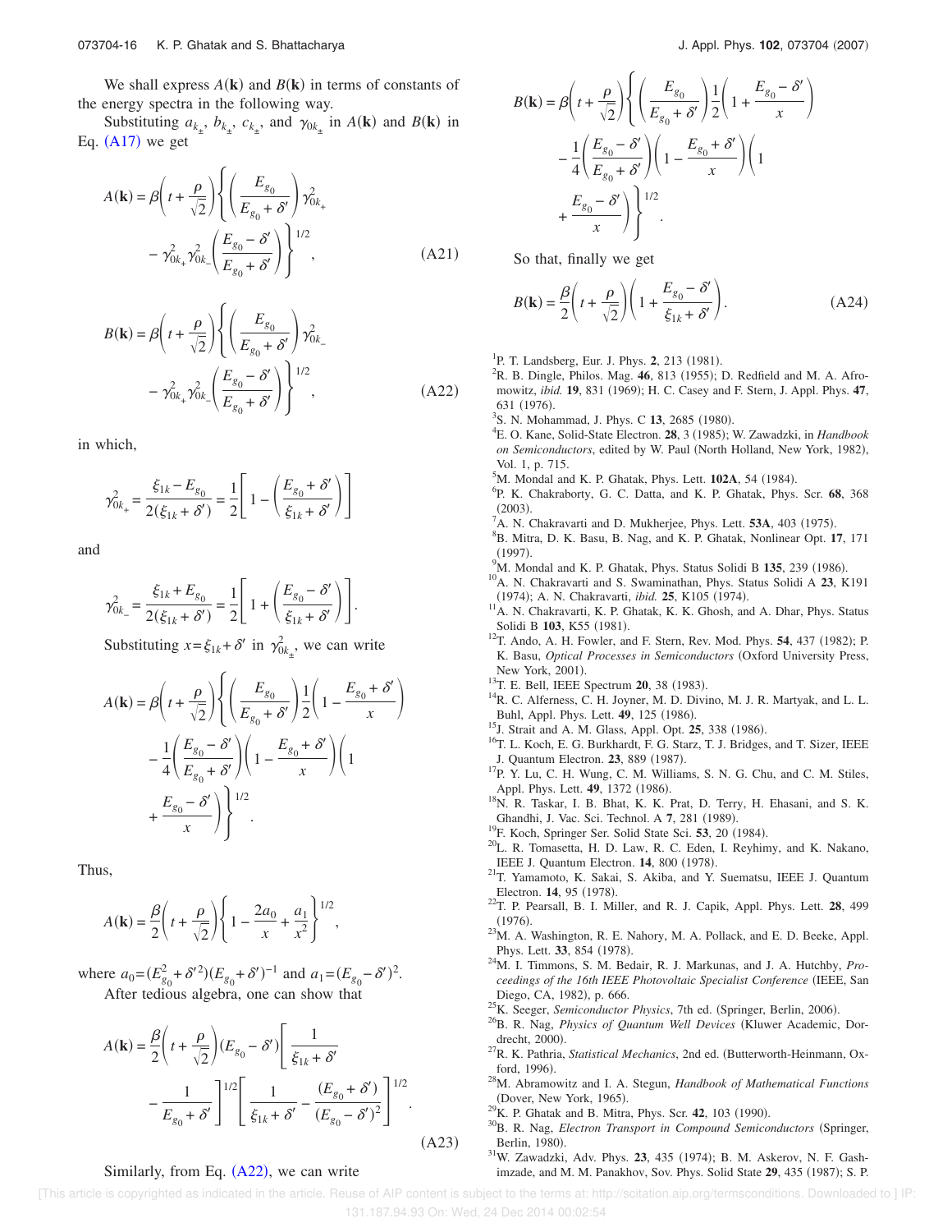We shall express $A(\mathbf{k})$ and $B(\mathbf{k})$ in terms of constants of the energy spectra in the following way.

Substituting $a_{k_\pm}$, $b_{k_\pm}$, $c_{k_\pm}$, and $\gamma_{0k_\pm}$ in $A(\mathbf{k})$ and $B(\mathbf{k})$ in Eq. (A17) we get

$$A(\mathbf{k}) = \beta\left(t + \frac{\rho}{\sqrt{2}}\right)\left\{\left(\frac{E_{g_0}}{E_{g_0}+\delta'}\right)\gamma_{0k_+}^2 - \gamma_{0k_+}^2\gamma_{0k_-}^2\left(\frac{E_{g_0}-\delta'}{E_{g_0}+\delta'}\right)\right\}^{1/2}, \tag{A21}$$

$$B(\mathbf{k}) = \beta\left(t + \frac{\rho}{\sqrt{2}}\right)\left\{\left(\frac{E_{g_0}}{E_{g_0}+\delta'}\right)\gamma_{0k_-}^2 - \gamma_{0k_+}^2\gamma_{0k_-}^2\left(\frac{E_{g_0}-\delta'}{E_{g_0}+\delta'}\right)\right\}^{1/2}, \tag{A22}$$

in which,

$$\gamma_{0k_+}^2 = \frac{\xi_{1k} - E_{g_0}}{2(\xi_{1k}+\delta')} = \frac{1}{2}\left[1 - \left(\frac{E_{g_0}+\delta'}{\xi_{1k}+\delta'}\right)\right]$$

and

$$\gamma_{0k_-}^2 = \frac{\xi_{1k} + E_{g_0}}{2(\xi_{1k}+\delta')} = \frac{1}{2}\left[1 + \left(\frac{E_{g_0}-\delta'}{\xi_{1k}+\delta'}\right)\right].$$

Substituting $x = \xi_{1k} + \delta'$ in $\gamma_{0k_\pm}^2$, we can write

$$A(\mathbf{k}) = \beta\left(t + \frac{\rho}{\sqrt{2}}\right)\left\{\left(\frac{E_{g_0}}{E_{g_0}+\delta'}\right)\frac{1}{2}\left(1 - \frac{E_{g_0}+\delta'}{x}\right) - \frac{1}{4}\left(\frac{E_{g_0}-\delta'}{E_{g_0}+\delta'}\right)\left(1 - \frac{E_{g_0}+\delta'}{x}\right)\left(1 + \frac{E_{g_0}-\delta'}{x}\right)\right\}^{1/2}.$$

Thus,

$$A(\mathbf{k}) = \frac{\beta}{2}\left(t + \frac{\rho}{\sqrt{2}}\right)\left\{1 - \frac{2a_0}{x} + \frac{a_1}{x^2}\right\}^{1/2},$$

where $a_0 = (E_{g_0}^2 + \delta'^2)(E_{g_0}+\delta')^{-1}$ and $a_1 = (E_{g_0}-\delta')^2$.

After tedious algebra, one can show that

$$A(\mathbf{k}) = \frac{\beta}{2}\left(t + \frac{\rho}{\sqrt{2}}\right)(E_{g_0}-\delta')\left[\frac{1}{\xi_{1k}+\delta'} - \frac{1}{E_{g_0}+\delta'}\right]^{1/2}\left[\frac{1}{\xi_{1k}+\delta'} - \frac{(E_{g_0}+\delta')}{(E_{g_0}-\delta')^2}\right]^{1/2}. \tag{A23}$$

Similarly, from Eq. (A22), we can write

$$B(\mathbf{k}) = \beta\left(t + \frac{\rho}{\sqrt{2}}\right)\left\{\left(\frac{E_{g_0}}{E_{g_0}+\delta'}\right)\frac{1}{2}\left(1 + \frac{E_{g_0}-\delta'}{x}\right) - \frac{1}{4}\left(\frac{E_{g_0}-\delta'}{E_{g_0}+\delta'}\right)\left(1 - \frac{E_{g_0}+\delta'}{x}\right)\left(1 + \frac{E_{g_0}-\delta'}{x}\right)\right\}^{1/2}.$$

So that, finally we get

$$B(\mathbf{k}) = \frac{\beta}{2}\left(t + \frac{\rho}{\sqrt{2}}\right)\left(1 + \frac{E_{g_0}-\delta'}{\xi_{1k}+\delta'}\right). \tag{A24}$$

[1] P. T. Landsberg, Eur. J. Phys. **2**, 213 (1981).
[2] R. B. Dingle, Philos. Mag. **46**, 813 (1955); D. Redfield and M. A. Afromowitz, *ibid.* **19**, 831 (1969); H. C. Casey and F. Stern, J. Appl. Phys. **47**, 631 (1976).
[3] S. N. Mohammad, J. Phys. C **13**, 2685 (1980).
[4] E. O. Kane, Solid-State Electron. **28**, 3 (1985); W. Zawadzki, in *Handbook on Semiconductors*, edited by W. Paul (North Holland, New York, 1982), Vol. 1, p. 715.
[5] M. Mondal and K. P. Ghatak, Phys. Lett. **102A**, 54 (1984).
[6] P. K. Chakraborty, G. C. Datta, and K. P. Ghatak, Phys. Scr. **68**, 368 (2003).
[7] A. N. Chakravarti and D. Mukherjee, Phys. Lett. **53A**, 403 (1975).
[8] B. Mitra, D. K. Basu, B. Nag, and K. P. Ghatak, Nonlinear Opt. **17**, 171 (1997).
[9] M. Mondal and K. P. Ghatak, Phys. Status Solidi B **135**, 239 (1986).
[10] A. N. Chakravarti and S. Swaminathan, Phys. Status Solidi A **23**, K191 (1974); A. N. Chakravarti, *ibid.* **25**, K105 (1974).
[11] A. N. Chakravarti, K. P. Ghatak, K. K. Ghosh, and A. Dhar, Phys. Status Solidi B **103**, K55 (1981).
[12] T. Ando, A. H. Fowler, and F. Stern, Rev. Mod. Phys. **54**, 437 (1982); P. K. Basu, *Optical Processes in Semiconductors* (Oxford University Press, New York, 2001).
[13] T. E. Bell, IEEE Spectrum **20**, 38 (1983).
[14] R. C. Alferness, C. H. Joyner, M. D. Divino, M. J. R. Martyak, and L. L. Buhl, Appl. Phys. Lett. **49**, 125 (1986).
[15] J. Strait and A. M. Glass, Appl. Opt. **25**, 338 (1986).
[16] T. L. Koch, E. G. Burkhardt, F. G. Starz, T. J. Bridges, and T. Sizer, IEEE J. Quantum Electron. **23**, 889 (1987).
[17] P. Y. Lu, C. H. Wung, C. M. Williams, S. N. G. Chu, and C. M. Stiles, Appl. Phys. Lett. **49**, 1372 (1986).
[18] N. R. Taskar, I. B. Bhat, K. K. Prat, D. Terry, H. Ehasani, and S. K. Ghandhi, J. Vac. Sci. Technol. A **7**, 281 (1989).
[19] F. Koch, Springer Ser. Solid State Sci. **53**, 20 (1984).
[20] L. R. Tomasetta, H. D. Law, R. C. Eden, I. Reyhimy, and K. Nakano, IEEE J. Quantum Electron. **14**, 800 (1978).
[21] T. Yamamoto, K. Sakai, S. Akiba, and Y. Suematsu, IEEE J. Quantum Electron. **14**, 95 (1978).
[22] T. P. Pearsall, B. I. Miller, and R. J. Capik, Appl. Phys. Lett. **28**, 499 (1976).
[23] M. A. Washington, R. E. Nahory, M. A. Pollack, and E. D. Beeke, Appl. Phys. Lett. **33**, 854 (1978).
[24] M. I. Timmons, S. M. Bedair, R. J. Markunas, and J. A. Hutchby, *Proceedings of the 16th IEEE Photovoltaic Specialist Conference* (IEEE, San Diego, CA, 1982), p. 666.
[25] K. Seeger, *Semiconductor Physics*, 7th ed. (Springer, Berlin, 2006).
[26] B. R. Nag, *Physics of Quantum Well Devices* (Kluwer Academic, Dordrecht, 2000).
[27] R. K. Pathria, *Statistical Mechanics*, 2nd ed. (Butterworth-Heinmann, Oxford, 1996).
[28] M. Abramowitz and I. A. Stegun, *Handbook of Mathematical Functions* (Dover, New York, 1965).
[29] K. P. Ghatak and B. Mitra, Phys. Scr. **42**, 103 (1990).
[30] B. R. Nag, *Electron Transport in Compound Semiconductors* (Springer, Berlin, 1980).
[31] W. Zawadzki, Adv. Phys. **23**, 435 (1974); B. M. Askerov, N. F. Gashimzade, and M. M. Panakhov, Sov. Phys. Solid State **29**, 435 (1987); S. P.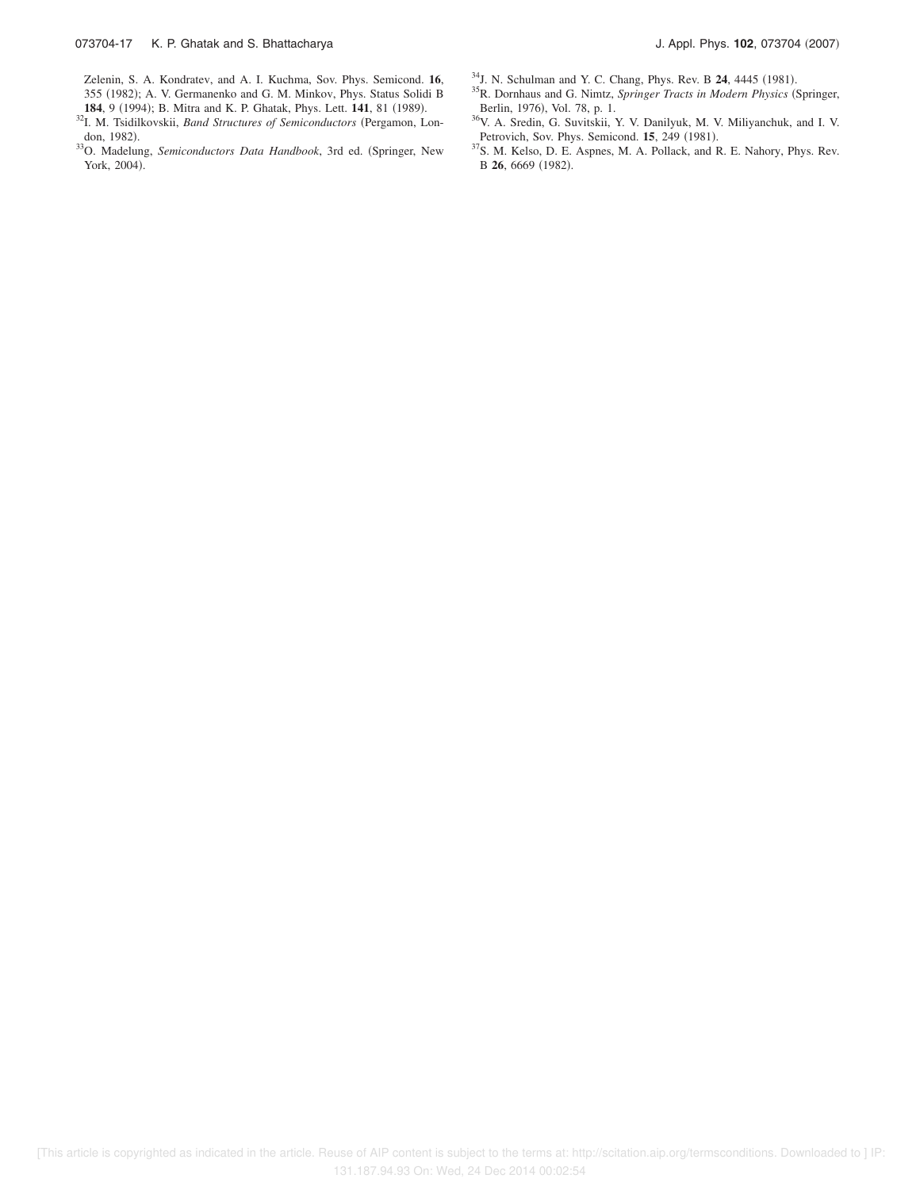Zelenin, S. A. Kondratev, and A. I. Kuchma, Sov. Phys. Semicond. **16**, 355 (1982); A. V. Germanenko and G. M. Minkov, Phys. Status Solidi B **184**, 9 (1994); B. Mitra and K. P. Ghatak, Phys. Lett. **141**, 81 (1989).

[32] I. M. Tsidilkovskii, *Band Structures of Semiconductors* (Pergamon, London, 1982).

[33] O. Madelung, *Semiconductors Data Handbook*, 3rd ed. (Springer, New York, 2004).

[34] J. N. Schulman and Y. C. Chang, Phys. Rev. B **24**, 4445 (1981).

[35] R. Dornhaus and G. Nimtz, *Springer Tracts in Modern Physics* (Springer, Berlin, 1976), Vol. 78, p. 1.

[36] V. A. Sredin, G. Suvitskii, Y. V. Danilyuk, M. V. Miliyanchuk, and I. V. Petrovich, Sov. Phys. Semicond. **15**, 249 (1981).

[37] S. M. Kelso, D. E. Aspnes, M. A. Pollack, and R. E. Nahory, Phys. Rev. B **26**, 6669 (1982).